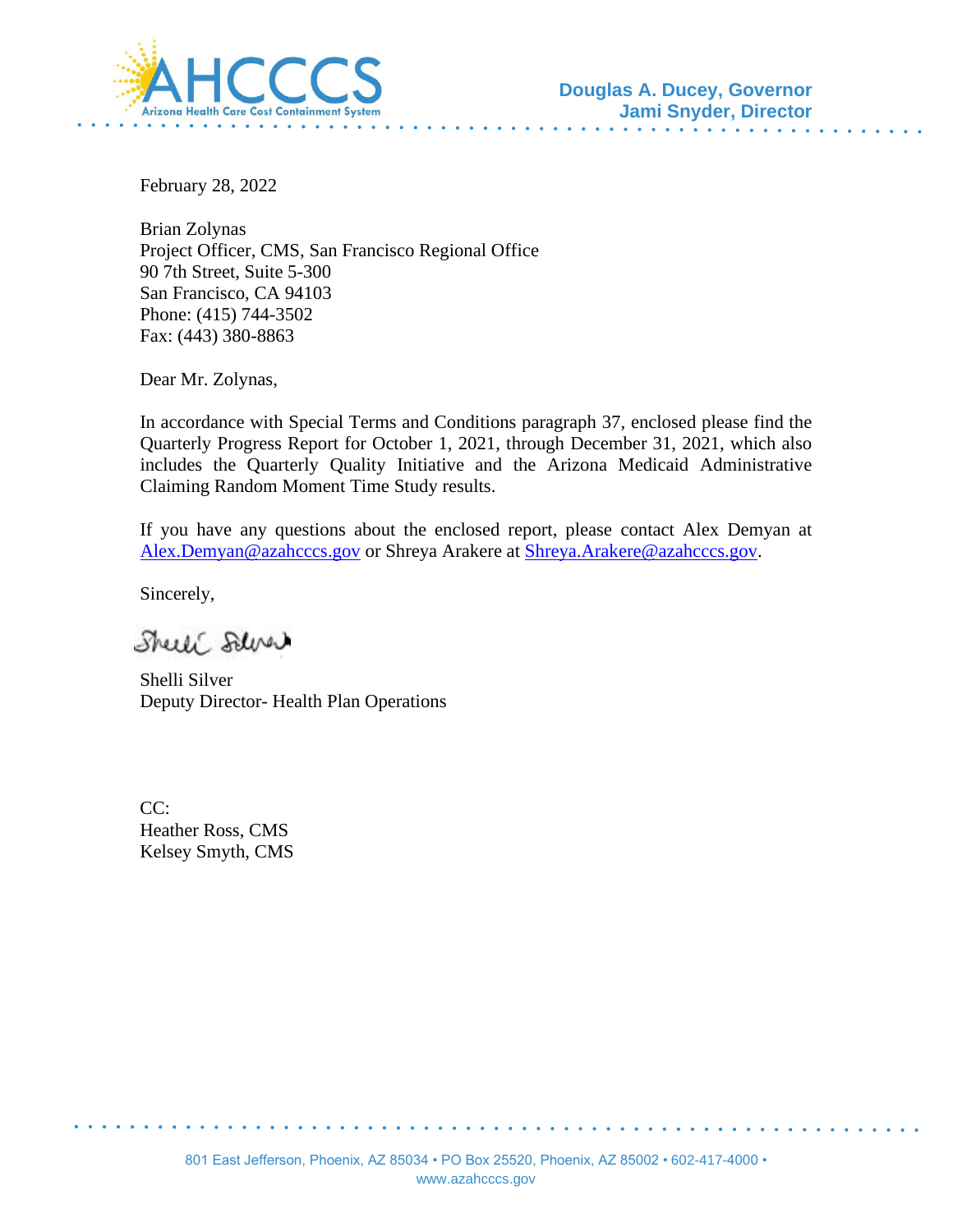AHCCCS
Arizona Health Care Cost Containment System

**Douglas A. Ducey, Governor**
**Jami Snyder, Director**

February 28, 2022

Brian Zolynas
Project Officer, CMS, San Francisco Regional Office
90 7th Street, Suite 5-300
San Francisco, CA 94103
Phone: (415) 744-3502
Fax: (443) 380-8863

Dear Mr. Zolynas,

In accordance with Special Terms and Conditions paragraph 37, enclosed please find the Quarterly Progress Report for October 1, 2021, through December 31, 2021, which also includes the Quarterly Quality Initiative and the Arizona Medicaid Administrative Claiming Random Moment Time Study results.

If you have any questions about the enclosed report, please contact Alex Demyan at Alex.Demyan@azahcccs.gov or Shreya Arakere at Shreya.Arakere@azahcccs.gov.

Sincerely,

Shelli Silver
Deputy Director- Health Plan Operations

CC:
Heather Ross, CMS
Kelsey Smyth, CMS

801 East Jefferson, Phoenix, AZ 85034 • PO Box 25520, Phoenix, AZ 85002 • 602-417-4000 •
www.azahcccs.gov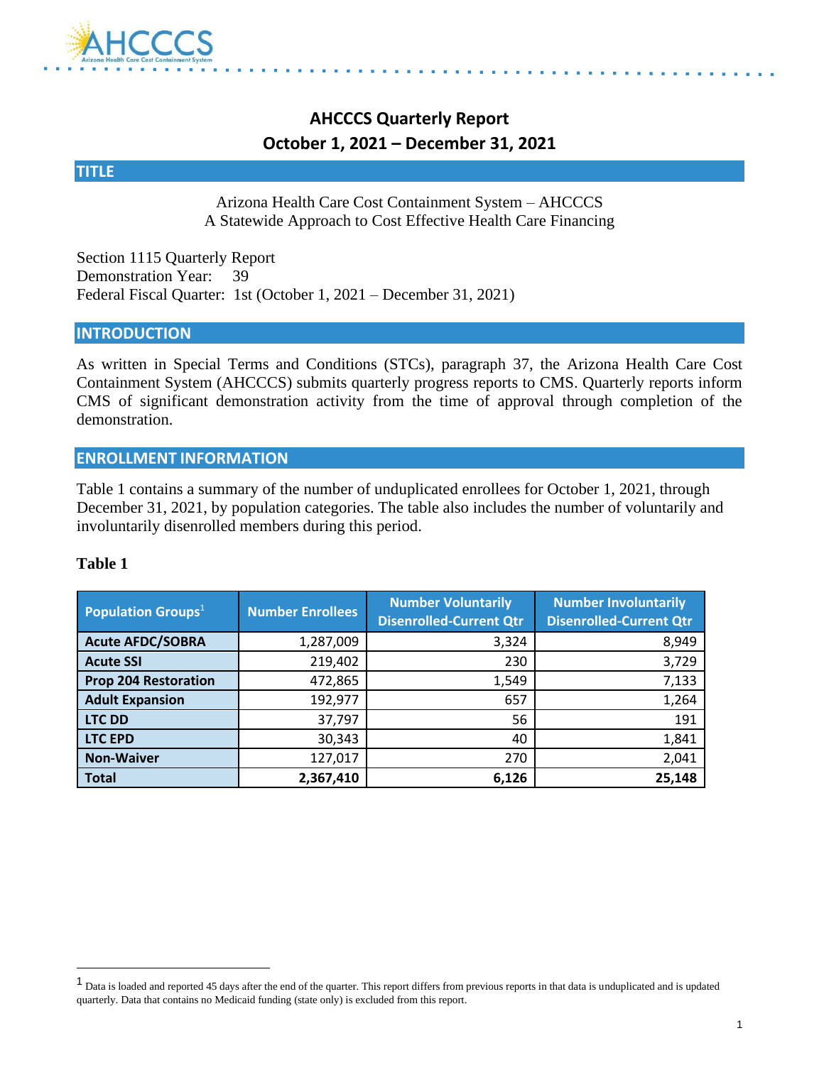# AHCCCS Quarterly Report
## October 1, 2021 – December 31, 2021

## TITLE

Arizona Health Care Cost Containment System – AHCCCS
A Statewide Approach to Cost Effective Health Care Financing

Section 1115 Quarterly Report
Demonstration Year: 39
Federal Fiscal Quarter: 1st (October 1, 2021 – December 31, 2021)

## INTRODUCTION

As written in Special Terms and Conditions (STCs), paragraph 37, the Arizona Health Care Cost Containment System (AHCCCS) submits quarterly progress reports to CMS. Quarterly reports inform CMS of significant demonstration activity from the time of approval through completion of the demonstration.

## ENROLLMENT INFORMATION

Table 1 contains a summary of the number of unduplicated enrollees for October 1, 2021, through December 31, 2021, by population categories. The table also includes the number of voluntarily and involuntarily disenrolled members during this period.

**Table 1**

| Population Groups[1] | Number Enrollees | Number Voluntarily Disenrolled-Current Qtr | Number Involuntarily Disenrolled-Current Qtr |
|---|---|---|---|
| **Acute AFDC/SOBRA** | 1,287,009 | 3,324 | 8,949 |
| **Acute SSI** | 219,402 | 230 | 3,729 |
| **Prop 204 Restoration** | 472,865 | 1,549 | 7,133 |
| **Adult Expansion** | 192,977 | 657 | 1,264 |
| **LTC DD** | 37,797 | 56 | 191 |
| **LTC EPD** | 30,343 | 40 | 1,841 |
| **Non-Waiver** | 127,017 | 270 | 2,041 |
| **Total** | **2,367,410** | **6,126** | **25,148** |

[1] Data is loaded and reported 45 days after the end of the quarter. This report differs from previous reports in that data is unduplicated and is updated quarterly. Data that contains no Medicaid funding (state only) is excluded from this report.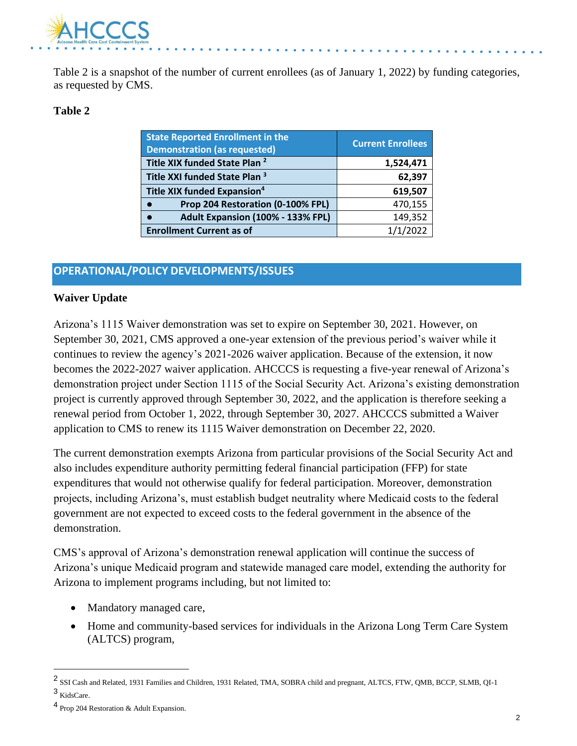Table 2 is a snapshot of the number of current enrollees (as of January 1, 2022) by funding categories, as requested by CMS.

**Table 2**

| State Reported Enrollment in the Demonstration (as requested) | Current Enrollees |
|---|---|
| **Title XIX funded State Plan [2]** | **1,524,471** |
| **Title XXI funded State Plan [3]** | **62,397** |
| **Title XIX funded Expansion[4]** | **619,507** |
| ● **Prop 204 Restoration (0-100% FPL)** | 470,155 |
| ● **Adult Expansion (100% - 133% FPL)** | 149,352 |
| **Enrollment Current as of** | 1/1/2022 |

## OPERATIONAL/POLICY DEVELOPMENTS/ISSUES

### Waiver Update

Arizona's 1115 Waiver demonstration was set to expire on September 30, 2021. However, on September 30, 2021, CMS approved a one-year extension of the previous period's waiver while it continues to review the agency's 2021-2026 waiver application. Because of the extension, it now becomes the 2022-2027 waiver application. AHCCCS is requesting a five-year renewal of Arizona's demonstration project under Section 1115 of the Social Security Act. Arizona's existing demonstration project is currently approved through September 30, 2022, and the application is therefore seeking a renewal period from October 1, 2022, through September 30, 2027. AHCCCS submitted a Waiver application to CMS to renew its 1115 Waiver demonstration on December 22, 2020.

The current demonstration exempts Arizona from particular provisions of the Social Security Act and also includes expenditure authority permitting federal financial participation (FFP) for state expenditures that would not otherwise qualify for federal participation. Moreover, demonstration projects, including Arizona's, must establish budget neutrality where Medicaid costs to the federal government are not expected to exceed costs to the federal government in the absence of the demonstration.

CMS's approval of Arizona's demonstration renewal application will continue the success of Arizona's unique Medicaid program and statewide managed care model, extending the authority for Arizona to implement programs including, but not limited to:

- Mandatory managed care,
- Home and community-based services for individuals in the Arizona Long Term Care System (ALTCS) program,

---

[2] SSI Cash and Related, 1931 Families and Children, 1931 Related, TMA, SOBRA child and pregnant, ALTCS, FTW, QMB, BCCP, SLMB, QI-1

[3] KidsCare.

[4] Prop 204 Restoration & Adult Expansion.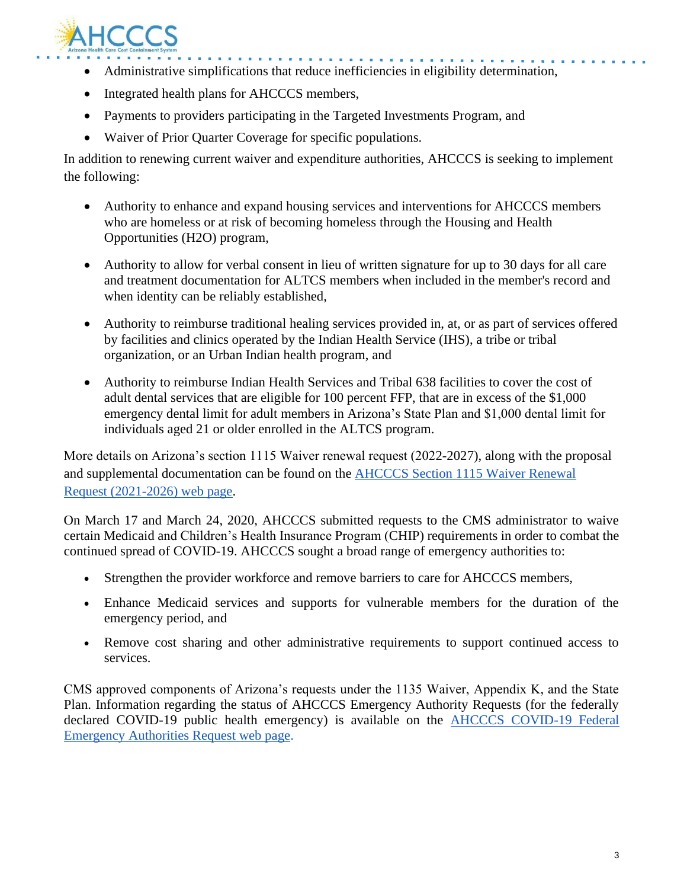- Administrative simplifications that reduce inefficiencies in eligibility determination,
- Integrated health plans for AHCCCS members,
- Payments to providers participating in the Targeted Investments Program, and
- Waiver of Prior Quarter Coverage for specific populations.

In addition to renewing current waiver and expenditure authorities, AHCCCS is seeking to implement the following:

- Authority to enhance and expand housing services and interventions for AHCCCS members who are homeless or at risk of becoming homeless through the Housing and Health Opportunities (H2O) program,
- Authority to allow for verbal consent in lieu of written signature for up to 30 days for all care and treatment documentation for ALTCS members when included in the member's record and when identity can be reliably established,
- Authority to reimburse traditional healing services provided in, at, or as part of services offered by facilities and clinics operated by the Indian Health Service (IHS), a tribe or tribal organization, or an Urban Indian health program, and
- Authority to reimburse Indian Health Services and Tribal 638 facilities to cover the cost of adult dental services that are eligible for 100 percent FFP, that are in excess of the $1,000 emergency dental limit for adult members in Arizona's State Plan and $1,000 dental limit for individuals aged 21 or older enrolled in the ALTCS program.

More details on Arizona's section 1115 Waiver renewal request (2022-2027), along with the proposal and supplemental documentation can be found on the AHCCCS Section 1115 Waiver Renewal Request (2021-2026) web page.

On March 17 and March 24, 2020, AHCCCS submitted requests to the CMS administrator to waive certain Medicaid and Children's Health Insurance Program (CHIP) requirements in order to combat the continued spread of COVID-19. AHCCCS sought a broad range of emergency authorities to:

- Strengthen the provider workforce and remove barriers to care for AHCCCS members,
- Enhance Medicaid services and supports for vulnerable members for the duration of the emergency period, and
- Remove cost sharing and other administrative requirements to support continued access to services.

CMS approved components of Arizona's requests under the 1135 Waiver, Appendix K, and the State Plan. Information regarding the status of AHCCCS Emergency Authority Requests (for the federally declared COVID-19 public health emergency) is available on the AHCCCS COVID-19 Federal Emergency Authorities Request web page.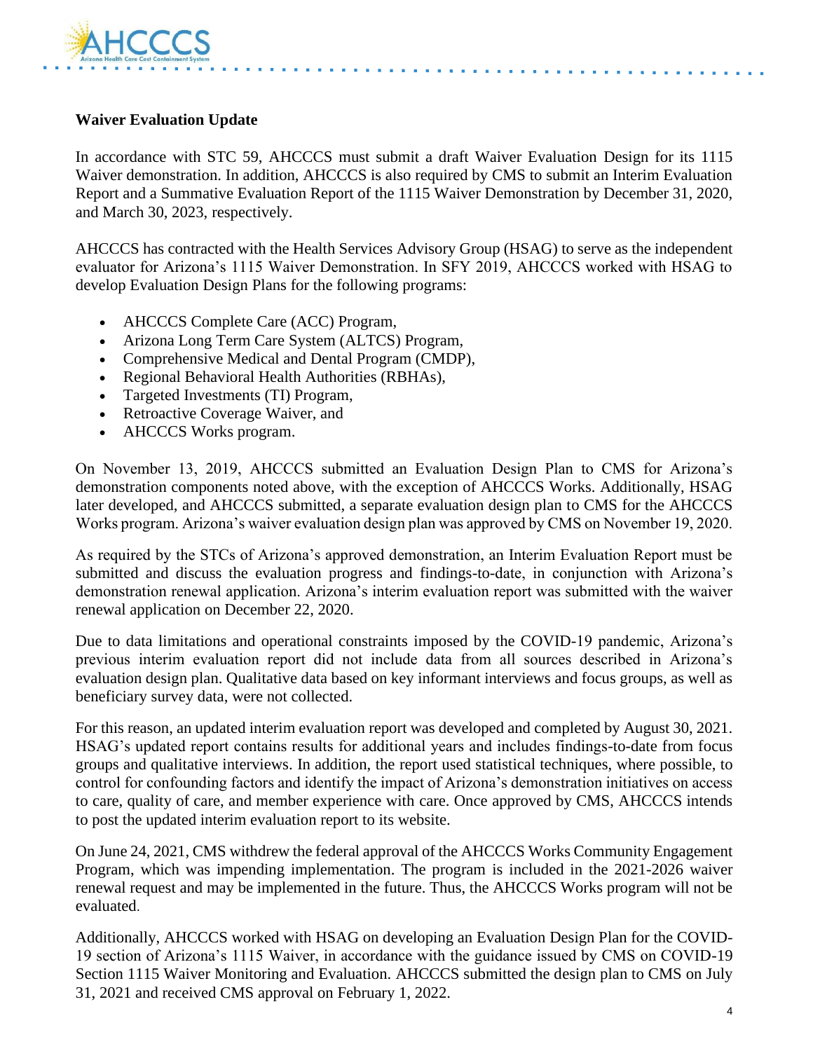**Waiver Evaluation Update**

In accordance with STC 59, AHCCCS must submit a draft Waiver Evaluation Design for its 1115 Waiver demonstration. In addition, AHCCCS is also required by CMS to submit an Interim Evaluation Report and a Summative Evaluation Report of the 1115 Waiver Demonstration by December 31, 2020, and March 30, 2023, respectively.

AHCCCS has contracted with the Health Services Advisory Group (HSAG) to serve as the independent evaluator for Arizona's 1115 Waiver Demonstration. In SFY 2019, AHCCCS worked with HSAG to develop Evaluation Design Plans for the following programs:

- AHCCCS Complete Care (ACC) Program,
- Arizona Long Term Care System (ALTCS) Program,
- Comprehensive Medical and Dental Program (CMDP),
- Regional Behavioral Health Authorities (RBHAs),
- Targeted Investments (TI) Program,
- Retroactive Coverage Waiver, and
- AHCCCS Works program.

On November 13, 2019, AHCCCS submitted an Evaluation Design Plan to CMS for Arizona's demonstration components noted above, with the exception of AHCCCS Works. Additionally, HSAG later developed, and AHCCCS submitted, a separate evaluation design plan to CMS for the AHCCCS Works program. Arizona's waiver evaluation design plan was approved by CMS on November 19, 2020.

As required by the STCs of Arizona's approved demonstration, an Interim Evaluation Report must be submitted and discuss the evaluation progress and findings-to-date, in conjunction with Arizona's demonstration renewal application. Arizona's interim evaluation report was submitted with the waiver renewal application on December 22, 2020.

Due to data limitations and operational constraints imposed by the COVID-19 pandemic, Arizona's previous interim evaluation report did not include data from all sources described in Arizona's evaluation design plan. Qualitative data based on key informant interviews and focus groups, as well as beneficiary survey data, were not collected.

For this reason, an updated interim evaluation report was developed and completed by August 30, 2021. HSAG's updated report contains results for additional years and includes findings-to-date from focus groups and qualitative interviews. In addition, the report used statistical techniques, where possible, to control for confounding factors and identify the impact of Arizona's demonstration initiatives on access to care, quality of care, and member experience with care. Once approved by CMS, AHCCCS intends to post the updated interim evaluation report to its website.

On June 24, 2021, CMS withdrew the federal approval of the AHCCCS Works Community Engagement Program, which was impending implementation. The program is included in the 2021-2026 waiver renewal request and may be implemented in the future. Thus, the AHCCCS Works program will not be evaluated.

Additionally, AHCCCS worked with HSAG on developing an Evaluation Design Plan for the COVID-19 section of Arizona's 1115 Waiver, in accordance with the guidance issued by CMS on COVID-19 Section 1115 Waiver Monitoring and Evaluation. AHCCCS submitted the design plan to CMS on July 31, 2021 and received CMS approval on February 1, 2022.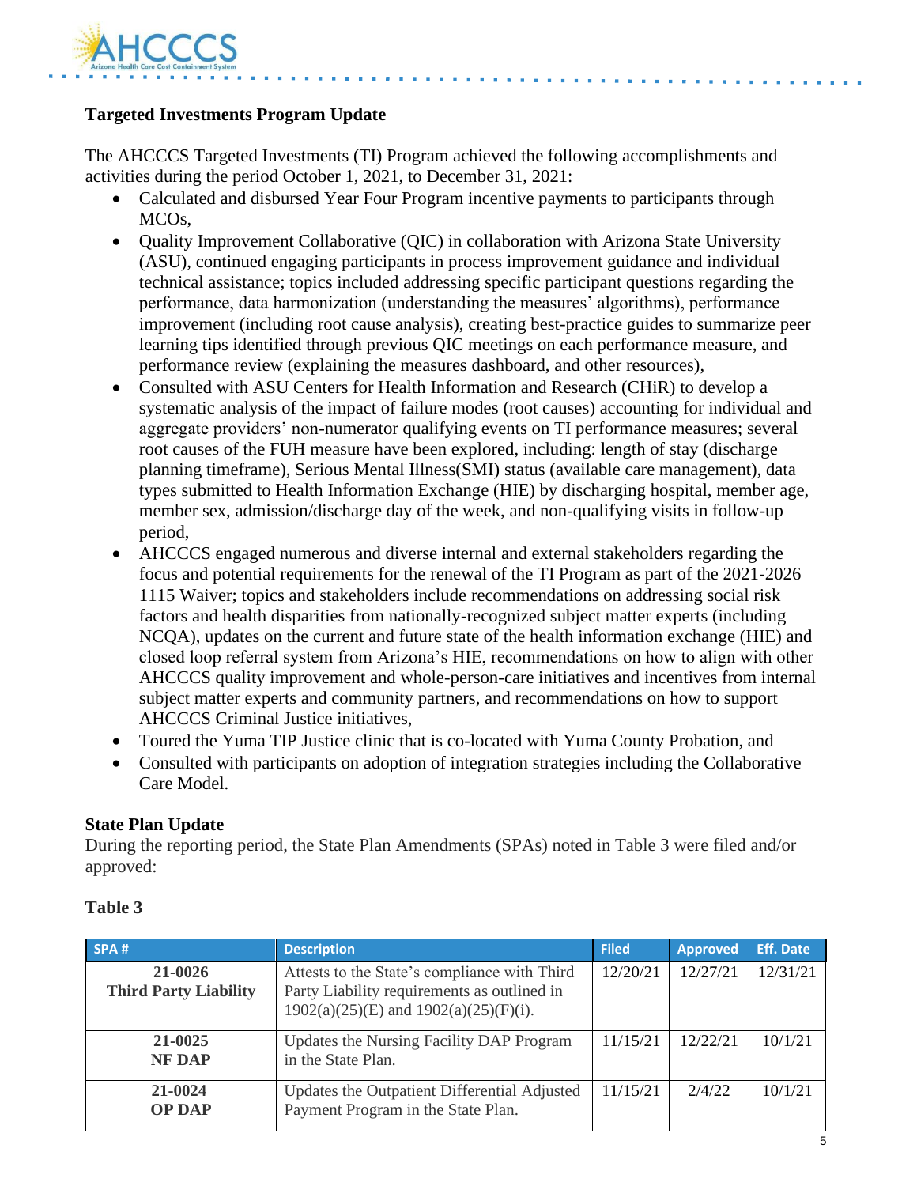**Targeted Investments Program Update**

The AHCCCS Targeted Investments (TI) Program achieved the following accomplishments and activities during the period October 1, 2021, to December 31, 2021:

- Calculated and disbursed Year Four Program incentive payments to participants through MCOs,
- Quality Improvement Collaborative (QIC) in collaboration with Arizona State University (ASU), continued engaging participants in process improvement guidance and individual technical assistance; topics included addressing specific participant questions regarding the performance, data harmonization (understanding the measures' algorithms), performance improvement (including root cause analysis), creating best-practice guides to summarize peer learning tips identified through previous QIC meetings on each performance measure, and performance review (explaining the measures dashboard, and other resources),
- Consulted with ASU Centers for Health Information and Research (CHiR) to develop a systematic analysis of the impact of failure modes (root causes) accounting for individual and aggregate providers' non-numerator qualifying events on TI performance measures; several root causes of the FUH measure have been explored, including: length of stay (discharge planning timeframe), Serious Mental Illness(SMI) status (available care management), data types submitted to Health Information Exchange (HIE) by discharging hospital, member age, member sex, admission/discharge day of the week, and non-qualifying visits in follow-up period,
- AHCCCS engaged numerous and diverse internal and external stakeholders regarding the focus and potential requirements for the renewal of the TI Program as part of the 2021-2026 1115 Waiver; topics and stakeholders include recommendations on addressing social risk factors and health disparities from nationally-recognized subject matter experts (including NCQA), updates on the current and future state of the health information exchange (HIE) and closed loop referral system from Arizona's HIE, recommendations on how to align with other AHCCCS quality improvement and whole-person-care initiatives and incentives from internal subject matter experts and community partners, and recommendations on how to support AHCCCS Criminal Justice initiatives,
- Toured the Yuma TIP Justice clinic that is co-located with Yuma County Probation, and
- Consulted with participants on adoption of integration strategies including the Collaborative Care Model.

**State Plan Update**

During the reporting period, the State Plan Amendments (SPAs) noted in Table 3 were filed and/or approved:

**Table 3**

| SPA # | Description | Filed | Approved | Eff. Date |
|---|---|---|---|---|
| **21-0026 Third Party Liability** | Attests to the State's compliance with Third Party Liability requirements as outlined in 1902(a)(25)(E) and 1902(a)(25)(F)(i). | 12/20/21 | 12/27/21 | 12/31/21 |
| **21-0025 NF DAP** | Updates the Nursing Facility DAP Program in the State Plan. | 11/15/21 | 12/22/21 | 10/1/21 |
| **21-0024 OP DAP** | Updates the Outpatient Differential Adjusted Payment Program in the State Plan. | 11/15/21 | 2/4/22 | 10/1/21 |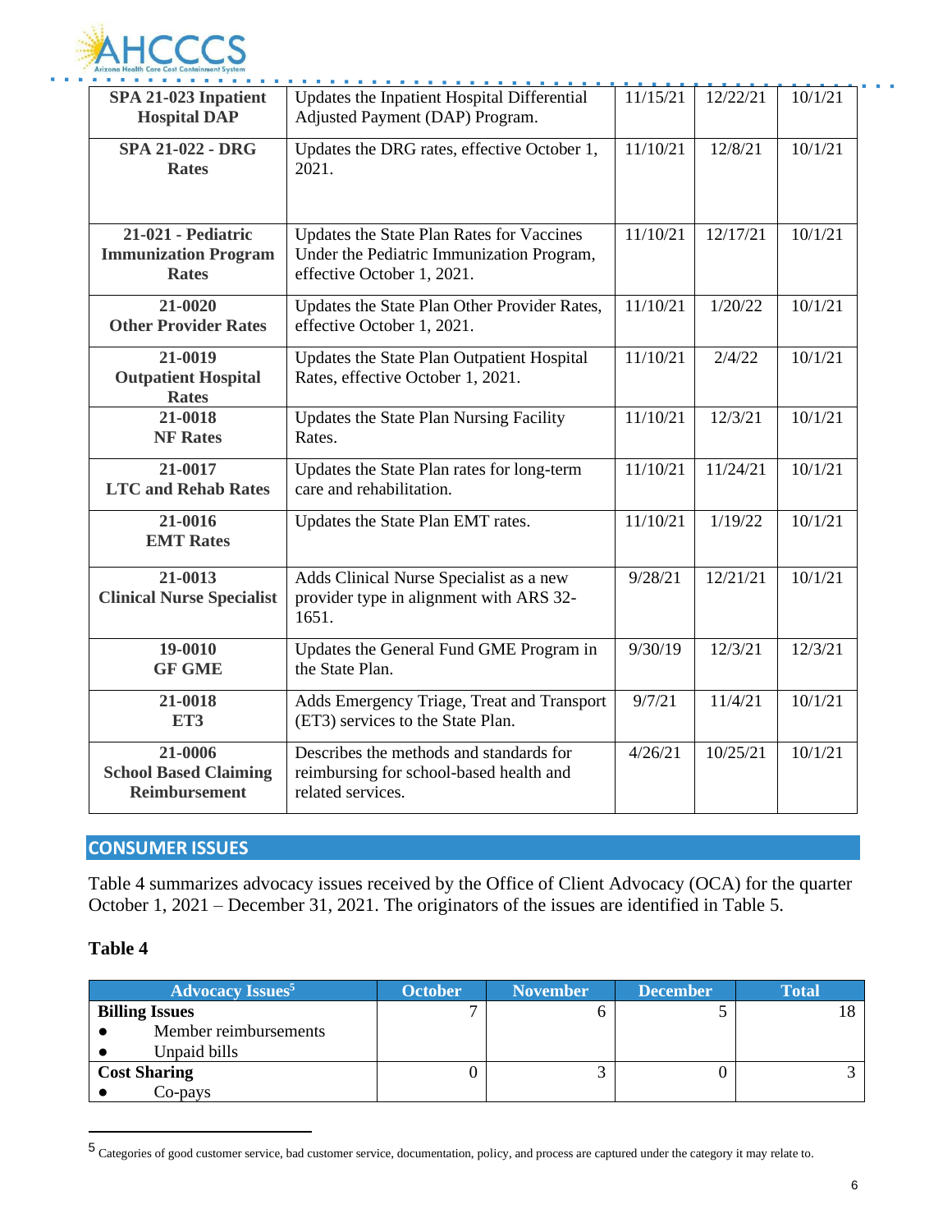| | | | | |
|---|---|---|---|---|
| **SPA 21-023 Inpatient Hospital DAP** | Updates the Inpatient Hospital Differential Adjusted Payment (DAP) Program. | 11/15/21 | 12/22/21 | 10/1/21 |
| **SPA 21-022 - DRG Rates** | Updates the DRG rates, effective October 1, 2021. | 11/10/21 | 12/8/21 | 10/1/21 |
| **21-021 - Pediatric Immunization Program Rates** | Updates the State Plan Rates for Vaccines Under the Pediatric Immunization Program, effective October 1, 2021. | 11/10/21 | 12/17/21 | 10/1/21 |
| **21-0020 Other Provider Rates** | Updates the State Plan Other Provider Rates, effective October 1, 2021. | 11/10/21 | 1/20/22 | 10/1/21 |
| **21-0019 Outpatient Hospital Rates** | Updates the State Plan Outpatient Hospital Rates, effective October 1, 2021. | 11/10/21 | 2/4/22 | 10/1/21 |
| **21-0018 NF Rates** | Updates the State Plan Nursing Facility Rates. | 11/10/21 | 12/3/21 | 10/1/21 |
| **21-0017 LTC and Rehab Rates** | Updates the State Plan rates for long-term care and rehabilitation. | 11/10/21 | 11/24/21 | 10/1/21 |
| **21-0016 EMT Rates** | Updates the State Plan EMT rates. | 11/10/21 | 1/19/22 | 10/1/21 |
| **21-0013 Clinical Nurse Specialist** | Adds Clinical Nurse Specialist as a new provider type in alignment with ARS 32-1651. | 9/28/21 | 12/21/21 | 10/1/21 |
| **19-0010 GF GME** | Updates the General Fund GME Program in the State Plan. | 9/30/19 | 12/3/21 | 12/3/21 |
| **21-0018 ET3** | Adds Emergency Triage, Treat and Transport (ET3) services to the State Plan. | 9/7/21 | 11/4/21 | 10/1/21 |
| **21-0006 School Based Claiming Reimbursement** | Describes the methods and standards for reimbursing for school-based health and related services. | 4/26/21 | 10/25/21 | 10/1/21 |

## CONSUMER ISSUES

Table 4 summarizes advocacy issues received by the Office of Client Advocacy (OCA) for the quarter October 1, 2021 – December 31, 2021. The originators of the issues are identified in Table 5.

**Table 4**

| Advocacy Issues[5] | October | November | December | Total |
|---|---|---|---|---|
| **Billing Issues**<br>• Member reimbursements<br>• Unpaid bills | 7 | 6 | 5 | 18 |
| **Cost Sharing**<br>• Co-pays | 0 | 3 | 0 | 3 |

[5] Categories of good customer service, bad customer service, documentation, policy, and process are captured under the category it may relate to.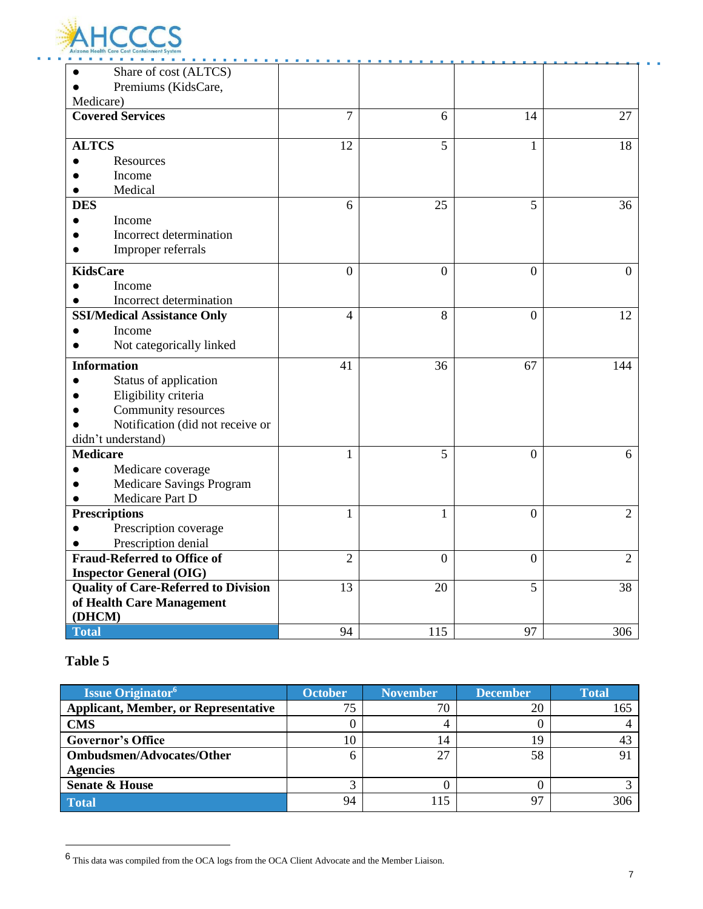| | | | | |
|---|---|---|---|---|
| ● Share of cost (ALTCS)<br>● Premiums (KidsCare, Medicare) | | | | |
| **Covered Services** | 7 | 6 | 14 | 27 |
| **ALTCS**<br>● Resources<br>● Income<br>● Medical | 12 | 5 | 1 | 18 |
| **DES**<br>● Income<br>● Incorrect determination<br>● Improper referrals | 6 | 25 | 5 | 36 |
| **KidsCare**<br>● Income<br>● Incorrect determination | 0 | 0 | 0 | 0 |
| **SSI/Medical Assistance Only**<br>● Income<br>● Not categorically linked | 4 | 8 | 0 | 12 |
| **Information**<br>● Status of application<br>● Eligibility criteria<br>● Community resources<br>● Notification (did not receive or didn't understand) | 41 | 36 | 67 | 144 |
| **Medicare**<br>● Medicare coverage<br>● Medicare Savings Program<br>● Medicare Part D | 1 | 5 | 0 | 6 |
| **Prescriptions**<br>● Prescription coverage<br>● Prescription denial | 1 | 1 | 0 | 2 |
| **Fraud-Referred to Office of Inspector General (OIG)** | 2 | 0 | 0 | 2 |
| **Quality of Care-Referred to Division of Health Care Management (DHCM)** | 13 | 20 | 5 | 38 |
| **Total** | 94 | 115 | 97 | 306 |

**Table 5**

| Issue Originator[6] | October | November | December | Total |
|---|---|---|---|---|
| **Applicant, Member, or Representative** | 75 | 70 | 20 | 165 |
| **CMS** | 0 | 4 | 0 | 4 |
| **Governor's Office** | 10 | 14 | 19 | 43 |
| **Ombudsmen/Advocates/Other Agencies** | 6 | 27 | 58 | 91 |
| **Senate & House** | 3 | 0 | 0 | 3 |
| **Total** | 94 | 115 | 97 | 306 |

[6] This data was compiled from the OCA logs from the OCA Client Advocate and the Member Liaison.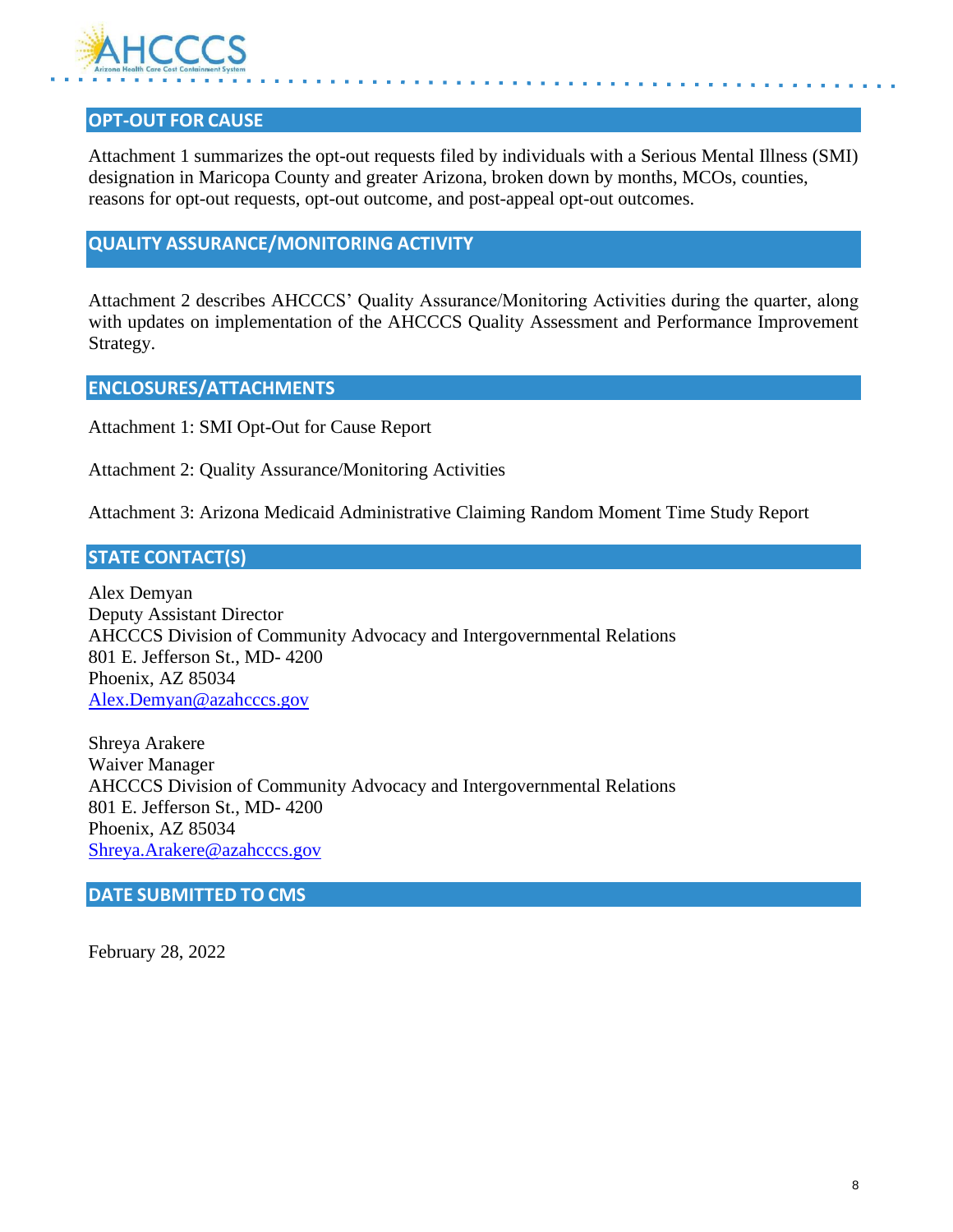## OPT-OUT FOR CAUSE

Attachment 1 summarizes the opt-out requests filed by individuals with a Serious Mental Illness (SMI) designation in Maricopa County and greater Arizona, broken down by months, MCOs, counties, reasons for opt-out requests, opt-out outcome, and post-appeal opt-out outcomes.

## QUALITY ASSURANCE/MONITORING ACTIVITY

Attachment 2 describes AHCCCS' Quality Assurance/Monitoring Activities during the quarter, along with updates on implementation of the AHCCCS Quality Assessment and Performance Improvement Strategy.

## ENCLOSURES/ATTACHMENTS

Attachment 1: SMI Opt-Out for Cause Report

Attachment 2: Quality Assurance/Monitoring Activities

Attachment 3: Arizona Medicaid Administrative Claiming Random Moment Time Study Report

## STATE CONTACT(S)

Alex Demyan
Deputy Assistant Director
AHCCCS Division of Community Advocacy and Intergovernmental Relations
801 E. Jefferson St., MD- 4200
Phoenix, AZ 85034
Alex.Demyan@azahcccs.gov

Shreya Arakere
Waiver Manager
AHCCCS Division of Community Advocacy and Intergovernmental Relations
801 E. Jefferson St., MD- 4200
Phoenix, AZ 85034
Shreya.Arakere@azahcccs.gov

## DATE SUBMITTED TO CMS

February 28, 2022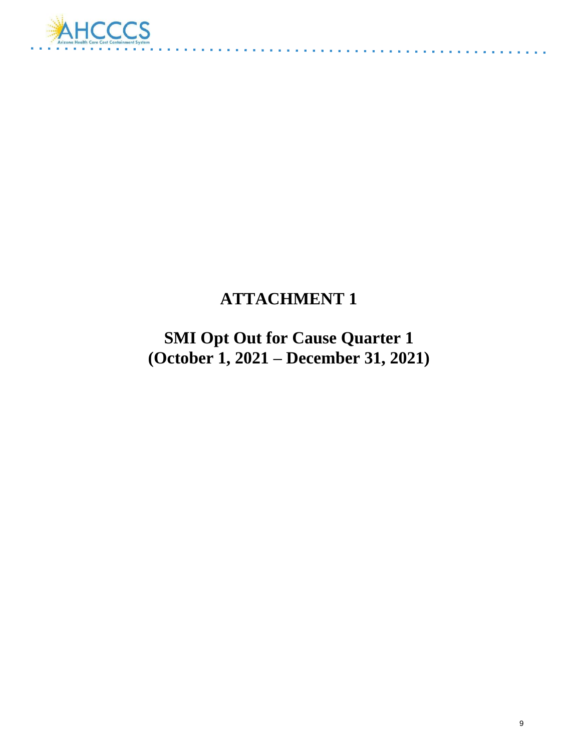# ATTACHMENT 1

## SMI Opt Out for Cause Quarter 1 (October 1, 2021 – December 31, 2021)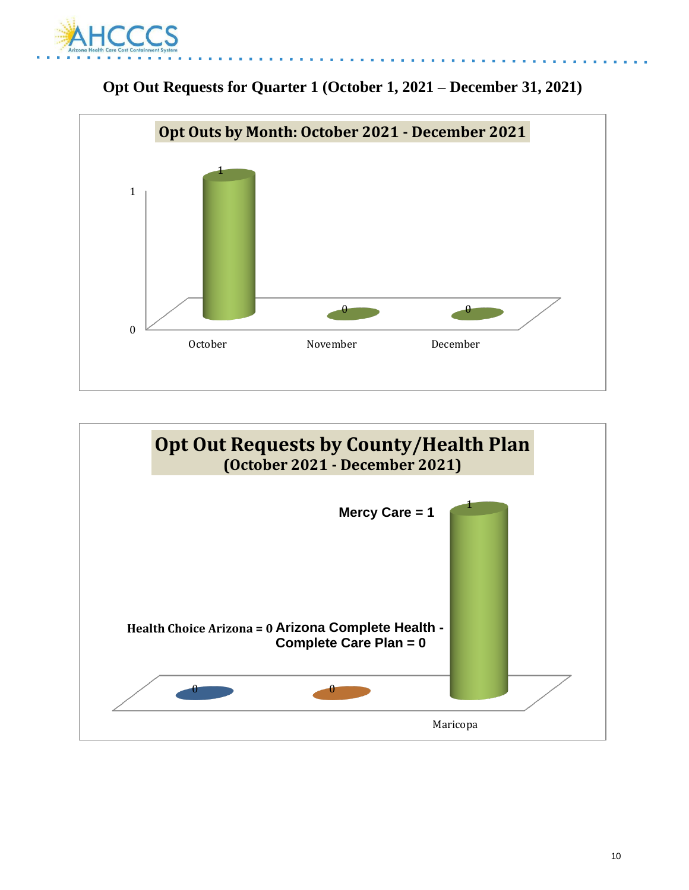## Opt Out Requests for Quarter 1 (October 1, 2021 – December 31, 2021)

**Opt Outs by Month: October 2021 - December 2021**

| Month | Opt Outs |
| --- | --- |
| October | 1 |
| November | 0 |
| December | 0 |

**Opt Out Requests by County/Health Plan**
**(October 2021 - December 2021)**

Maricopa

| Health Plan | Opt Out Requests |
| --- | --- |
| Health Choice Arizona | 0 |
| Arizona Complete Health - Complete Care Plan | 0 |
| Mercy Care | 1 |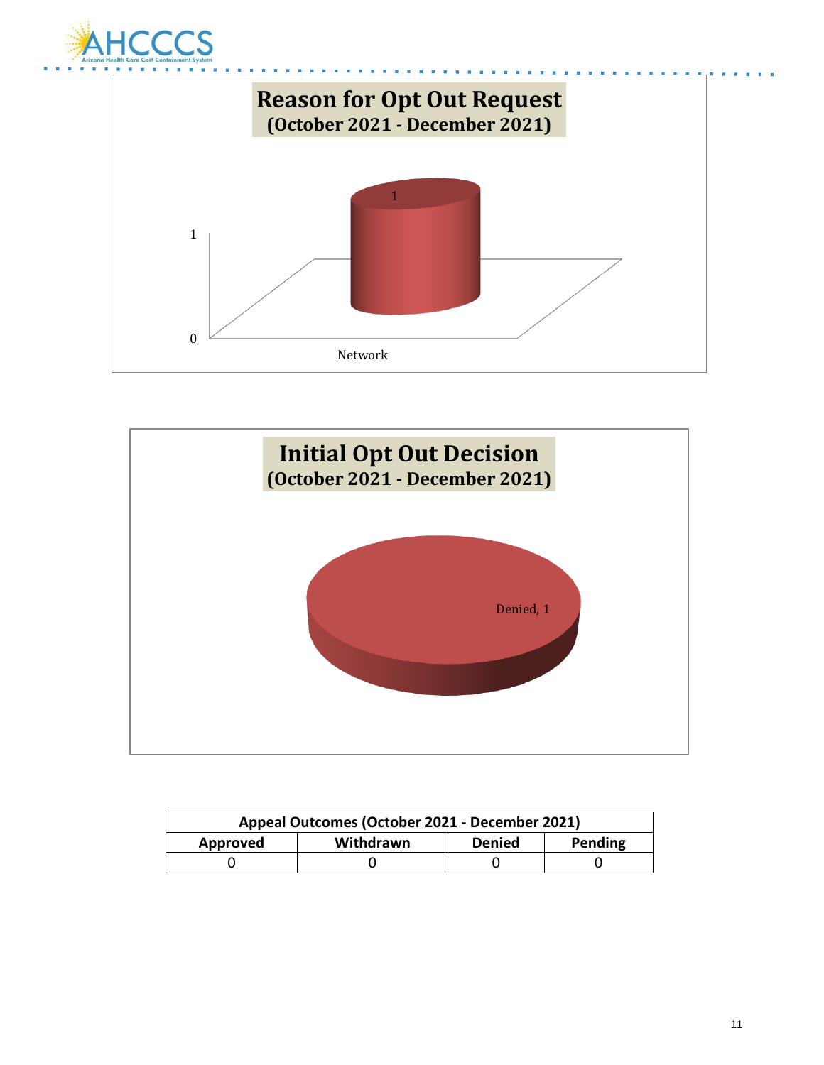**Reason for Opt Out Request**
**(October 2021 - December 2021)**

1

1

0

Network

**Initial Opt Out Decision**
**(October 2021 - December 2021)**

Denied, 1

| Appeal Outcomes (October 2021 - December 2021) | | | |
|---|---|---|---|
| Approved | Withdrawn | Denied | Pending |
| 0 | 0 | 0 | 0 |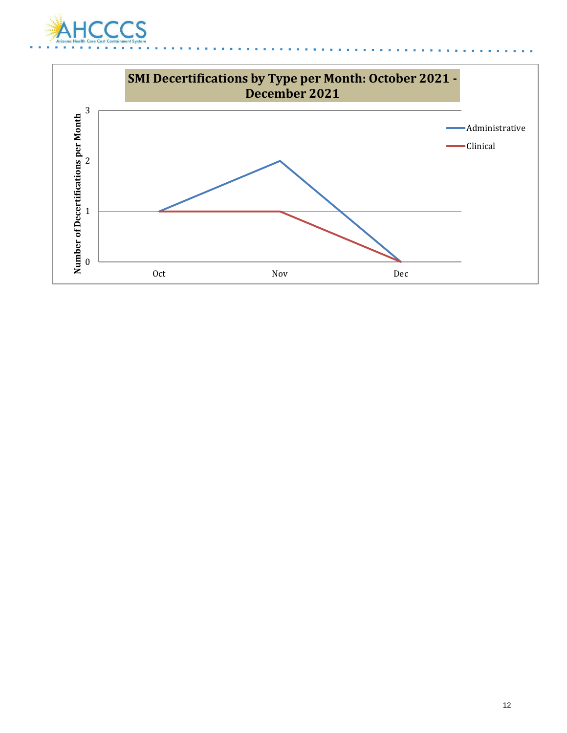## SMI Decertifications by Type per Month: October 2021 - December 2021

| Month | Administrative | Clinical |
| --- | --- | --- |
| Oct | 1 | 1 |
| Nov | 2 | 1 |
| Dec | 0 | 0 |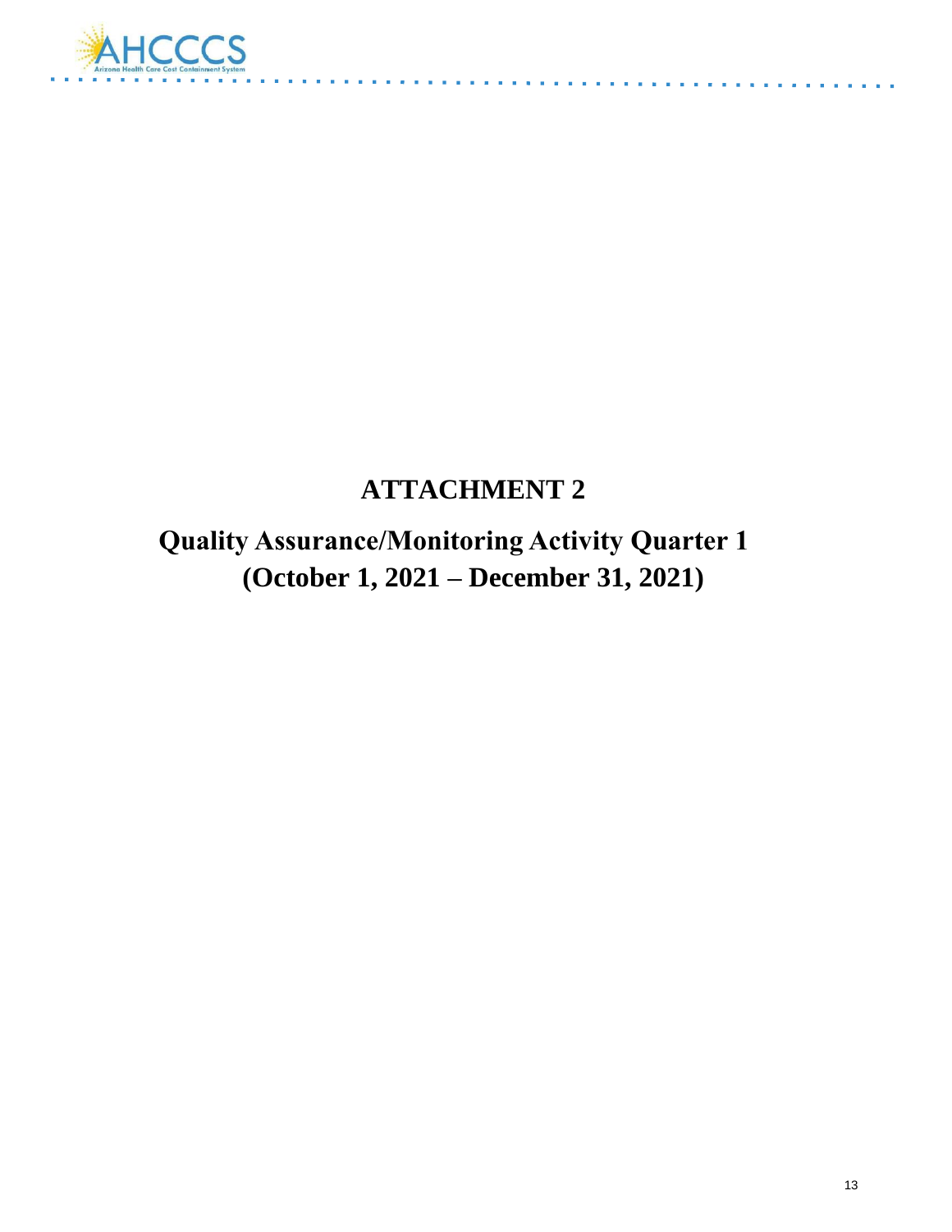# ATTACHMENT 2

## Quality Assurance/Monitoring Activity Quarter 1 (October 1, 2021 – December 31, 2021)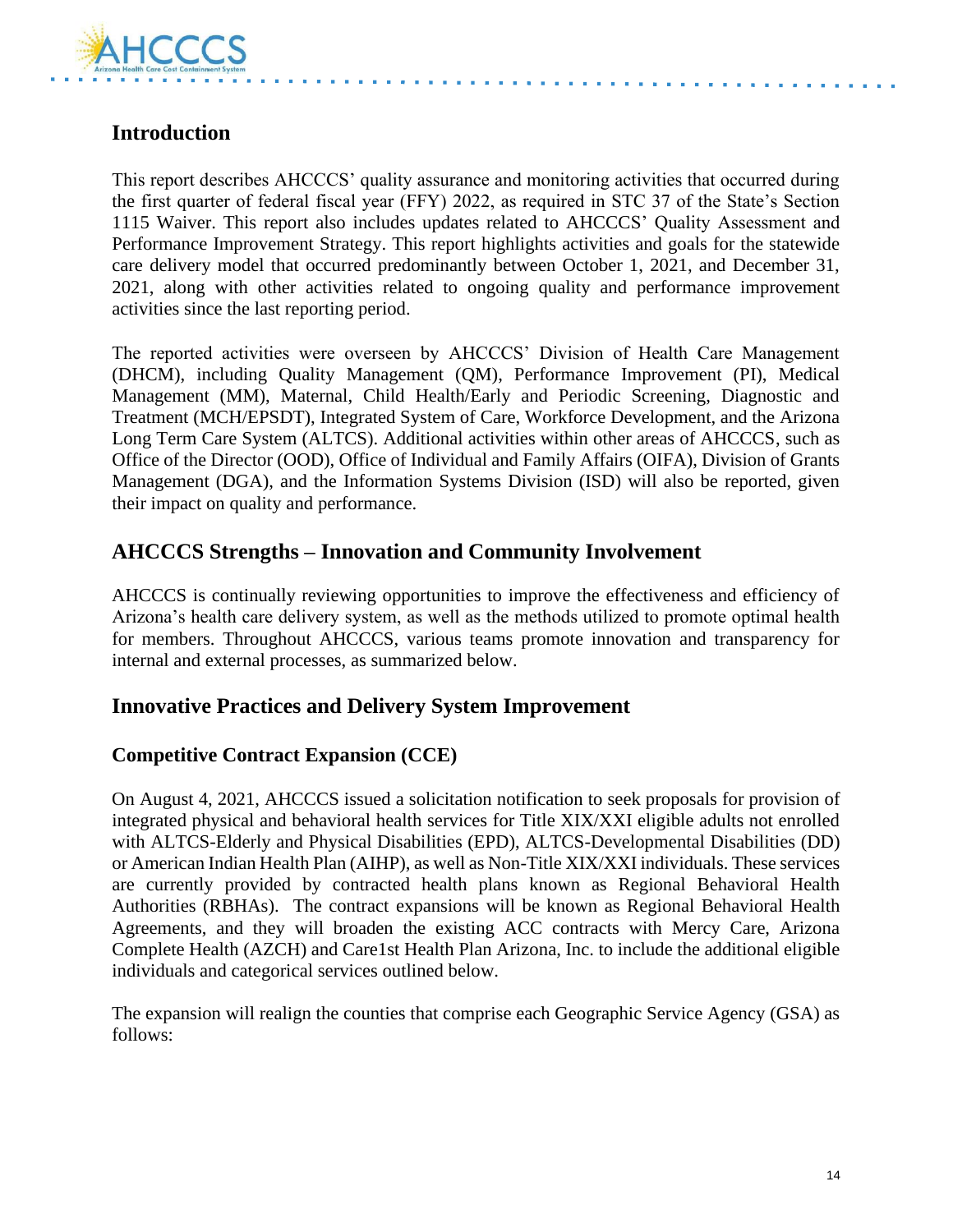## Introduction

This report describes AHCCCS' quality assurance and monitoring activities that occurred during the first quarter of federal fiscal year (FFY) 2022, as required in STC 37 of the State's Section 1115 Waiver. This report also includes updates related to AHCCCS' Quality Assessment and Performance Improvement Strategy. This report highlights activities and goals for the statewide care delivery model that occurred predominantly between October 1, 2021, and December 31, 2021, along with other activities related to ongoing quality and performance improvement activities since the last reporting period.

The reported activities were overseen by AHCCCS' Division of Health Care Management (DHCM), including Quality Management (QM), Performance Improvement (PI), Medical Management (MM), Maternal, Child Health/Early and Periodic Screening, Diagnostic and Treatment (MCH/EPSDT), Integrated System of Care, Workforce Development, and the Arizona Long Term Care System (ALTCS). Additional activities within other areas of AHCCCS, such as Office of the Director (OOD), Office of Individual and Family Affairs (OIFA), Division of Grants Management (DGA), and the Information Systems Division (ISD) will also be reported, given their impact on quality and performance.

## AHCCCS Strengths – Innovation and Community Involvement

AHCCCS is continually reviewing opportunities to improve the effectiveness and efficiency of Arizona's health care delivery system, as well as the methods utilized to promote optimal health for members. Throughout AHCCCS, various teams promote innovation and transparency for internal and external processes, as summarized below.

## Innovative Practices and Delivery System Improvement

### Competitive Contract Expansion (CCE)

On August 4, 2021, AHCCCS issued a solicitation notification to seek proposals for provision of integrated physical and behavioral health services for Title XIX/XXI eligible adults not enrolled with ALTCS-Elderly and Physical Disabilities (EPD), ALTCS-Developmental Disabilities (DD) or American Indian Health Plan (AIHP), as well as Non-Title XIX/XXI individuals. These services are currently provided by contracted health plans known as Regional Behavioral Health Authorities (RBHAs). The contract expansions will be known as Regional Behavioral Health Agreements, and they will broaden the existing ACC contracts with Mercy Care, Arizona Complete Health (AZCH) and Care1st Health Plan Arizona, Inc. to include the additional eligible individuals and categorical services outlined below.

The expansion will realign the counties that comprise each Geographic Service Agency (GSA) as follows: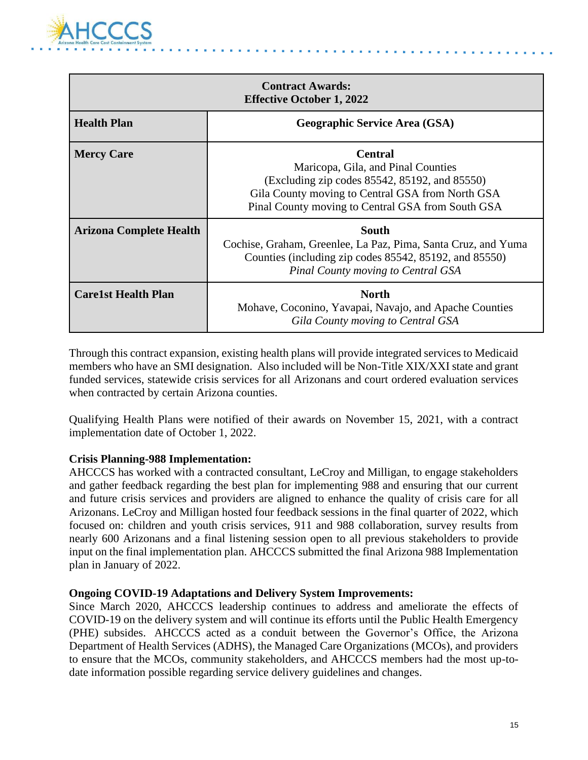| **Contract Awards:<br>Effective October 1, 2022** | |
|---|---|
| **Health Plan** | **Geographic Service Area (GSA)** |
| **Mercy Care** | **Central**<br>Maricopa, Gila, and Pinal Counties<br>(Excluding zip codes 85542, 85192, and 85550)<br>Gila County moving to Central GSA from North GSA<br>Pinal County moving to Central GSA from South GSA |
| **Arizona Complete Health** | **South**<br>Cochise, Graham, Greenlee, La Paz, Pima, Santa Cruz, and Yuma Counties (including zip codes 85542, 85192, and 85550)<br>*Pinal County moving to Central GSA* |
| **Care1st Health Plan** | **North**<br>Mohave, Coconino, Yavapai, Navajo, and Apache Counties<br>*Gila County moving to Central GSA* |

Through this contract expansion, existing health plans will provide integrated services to Medicaid members who have an SMI designation. Also included will be Non-Title XIX/XXI state and grant funded services, statewide crisis services for all Arizonans and court ordered evaluation services when contracted by certain Arizona counties.

Qualifying Health Plans were notified of their awards on November 15, 2021, with a contract implementation date of October 1, 2022.

**Crisis Planning-988 Implementation:**
AHCCCS has worked with a contracted consultant, LeCroy and Milligan, to engage stakeholders and gather feedback regarding the best plan for implementing 988 and ensuring that our current and future crisis services and providers are aligned to enhance the quality of crisis care for all Arizonans. LeCroy and Milligan hosted four feedback sessions in the final quarter of 2022, which focused on: children and youth crisis services, 911 and 988 collaboration, survey results from nearly 600 Arizonans and a final listening session open to all previous stakeholders to provide input on the final implementation plan. AHCCCS submitted the final Arizona 988 Implementation plan in January of 2022.

**Ongoing COVID-19 Adaptations and Delivery System Improvements:**
Since March 2020, AHCCCS leadership continues to address and ameliorate the effects of COVID-19 on the delivery system and will continue its efforts until the Public Health Emergency (PHE) subsides. AHCCCS acted as a conduit between the Governor's Office, the Arizona Department of Health Services (ADHS), the Managed Care Organizations (MCOs), and providers to ensure that the MCOs, community stakeholders, and AHCCCS members had the most up-to-date information possible regarding service delivery guidelines and changes.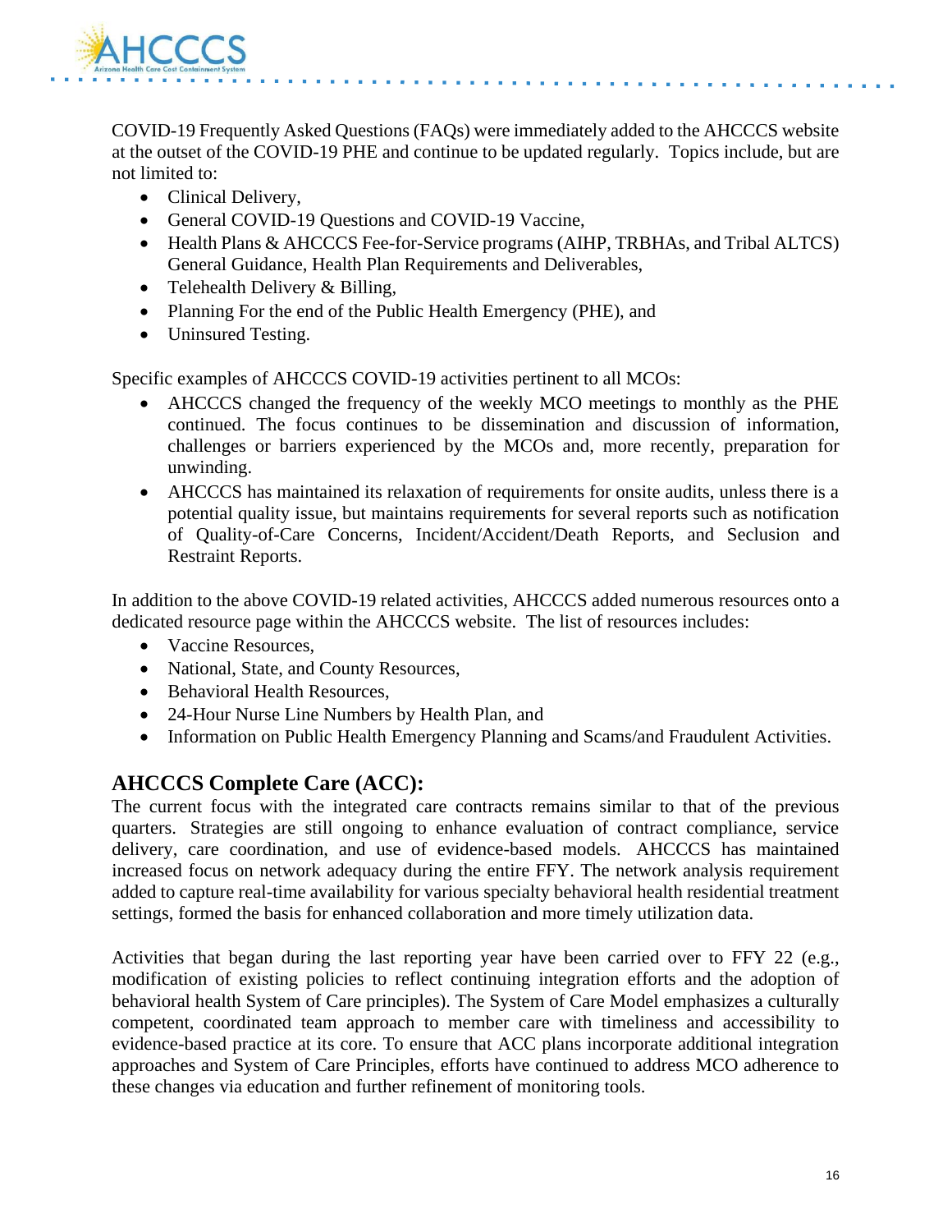COVID-19 Frequently Asked Questions (FAQs) were immediately added to the AHCCCS website at the outset of the COVID-19 PHE and continue to be updated regularly. Topics include, but are not limited to:

- Clinical Delivery,
- General COVID-19 Questions and COVID-19 Vaccine,
- Health Plans & AHCCCS Fee-for-Service programs (AIHP, TRBHAs, and Tribal ALTCS) General Guidance, Health Plan Requirements and Deliverables,
- Telehealth Delivery & Billing,
- Planning For the end of the Public Health Emergency (PHE), and
- Uninsured Testing.

Specific examples of AHCCCS COVID-19 activities pertinent to all MCOs:

- AHCCCS changed the frequency of the weekly MCO meetings to monthly as the PHE continued. The focus continues to be dissemination and discussion of information, challenges or barriers experienced by the MCOs and, more recently, preparation for unwinding.
- AHCCCS has maintained its relaxation of requirements for onsite audits, unless there is a potential quality issue, but maintains requirements for several reports such as notification of Quality-of-Care Concerns, Incident/Accident/Death Reports, and Seclusion and Restraint Reports.

In addition to the above COVID-19 related activities, AHCCCS added numerous resources onto a dedicated resource page within the AHCCCS website. The list of resources includes:

- Vaccine Resources,
- National, State, and County Resources,
- Behavioral Health Resources,
- 24-Hour Nurse Line Numbers by Health Plan, and
- Information on Public Health Emergency Planning and Scams/and Fraudulent Activities.

## AHCCCS Complete Care (ACC):

The current focus with the integrated care contracts remains similar to that of the previous quarters. Strategies are still ongoing to enhance evaluation of contract compliance, service delivery, care coordination, and use of evidence-based models. AHCCCS has maintained increased focus on network adequacy during the entire FFY. The network analysis requirement added to capture real-time availability for various specialty behavioral health residential treatment settings, formed the basis for enhanced collaboration and more timely utilization data.

Activities that began during the last reporting year have been carried over to FFY 22 (e.g., modification of existing policies to reflect continuing integration efforts and the adoption of behavioral health System of Care principles). The System of Care Model emphasizes a culturally competent, coordinated team approach to member care with timeliness and accessibility to evidence-based practice at its core. To ensure that ACC plans incorporate additional integration approaches and System of Care Principles, efforts have continued to address MCO adherence to these changes via education and further refinement of monitoring tools.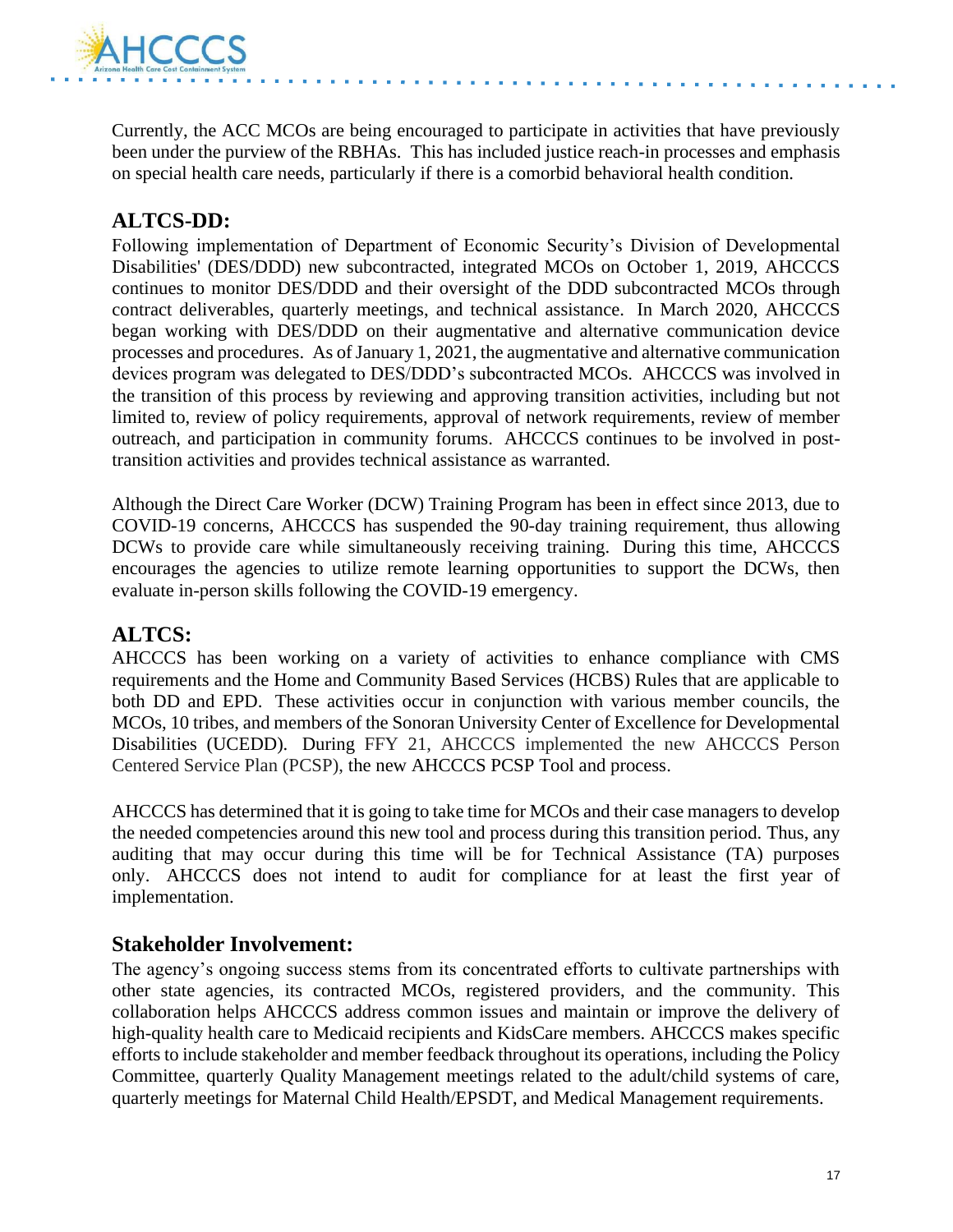Currently, the ACC MCOs are being encouraged to participate in activities that have previously been under the purview of the RBHAs. This has included justice reach-in processes and emphasis on special health care needs, particularly if there is a comorbid behavioral health condition.

## ALTCS-DD:

Following implementation of Department of Economic Security's Division of Developmental Disabilities' (DES/DDD) new subcontracted, integrated MCOs on October 1, 2019, AHCCCS continues to monitor DES/DDD and their oversight of the DDD subcontracted MCOs through contract deliverables, quarterly meetings, and technical assistance. In March 2020, AHCCCS began working with DES/DDD on their augmentative and alternative communication device processes and procedures. As of January 1, 2021, the augmentative and alternative communication devices program was delegated to DES/DDD's subcontracted MCOs. AHCCCS was involved in the transition of this process by reviewing and approving transition activities, including but not limited to, review of policy requirements, approval of network requirements, review of member outreach, and participation in community forums. AHCCCS continues to be involved in post-transition activities and provides technical assistance as warranted.

Although the Direct Care Worker (DCW) Training Program has been in effect since 2013, due to COVID-19 concerns, AHCCCS has suspended the 90-day training requirement, thus allowing DCWs to provide care while simultaneously receiving training. During this time, AHCCCS encourages the agencies to utilize remote learning opportunities to support the DCWs, then evaluate in-person skills following the COVID-19 emergency.

## ALTCS:

AHCCCS has been working on a variety of activities to enhance compliance with CMS requirements and the Home and Community Based Services (HCBS) Rules that are applicable to both DD and EPD. These activities occur in conjunction with various member councils, the MCOs, 10 tribes, and members of the Sonoran University Center of Excellence for Developmental Disabilities (UCEDD). During FFY 21, AHCCCS implemented the new AHCCCS Person Centered Service Plan (PCSP), the new AHCCCS PCSP Tool and process.

AHCCCS has determined that it is going to take time for MCOs and their case managers to develop the needed competencies around this new tool and process during this transition period. Thus, any auditing that may occur during this time will be for Technical Assistance (TA) purposes only. AHCCCS does not intend to audit for compliance for at least the first year of implementation.

## Stakeholder Involvement:

The agency's ongoing success stems from its concentrated efforts to cultivate partnerships with other state agencies, its contracted MCOs, registered providers, and the community. This collaboration helps AHCCCS address common issues and maintain or improve the delivery of high-quality health care to Medicaid recipients and KidsCare members. AHCCCS makes specific efforts to include stakeholder and member feedback throughout its operations, including the Policy Committee, quarterly Quality Management meetings related to the adult/child systems of care, quarterly meetings for Maternal Child Health/EPSDT, and Medical Management requirements.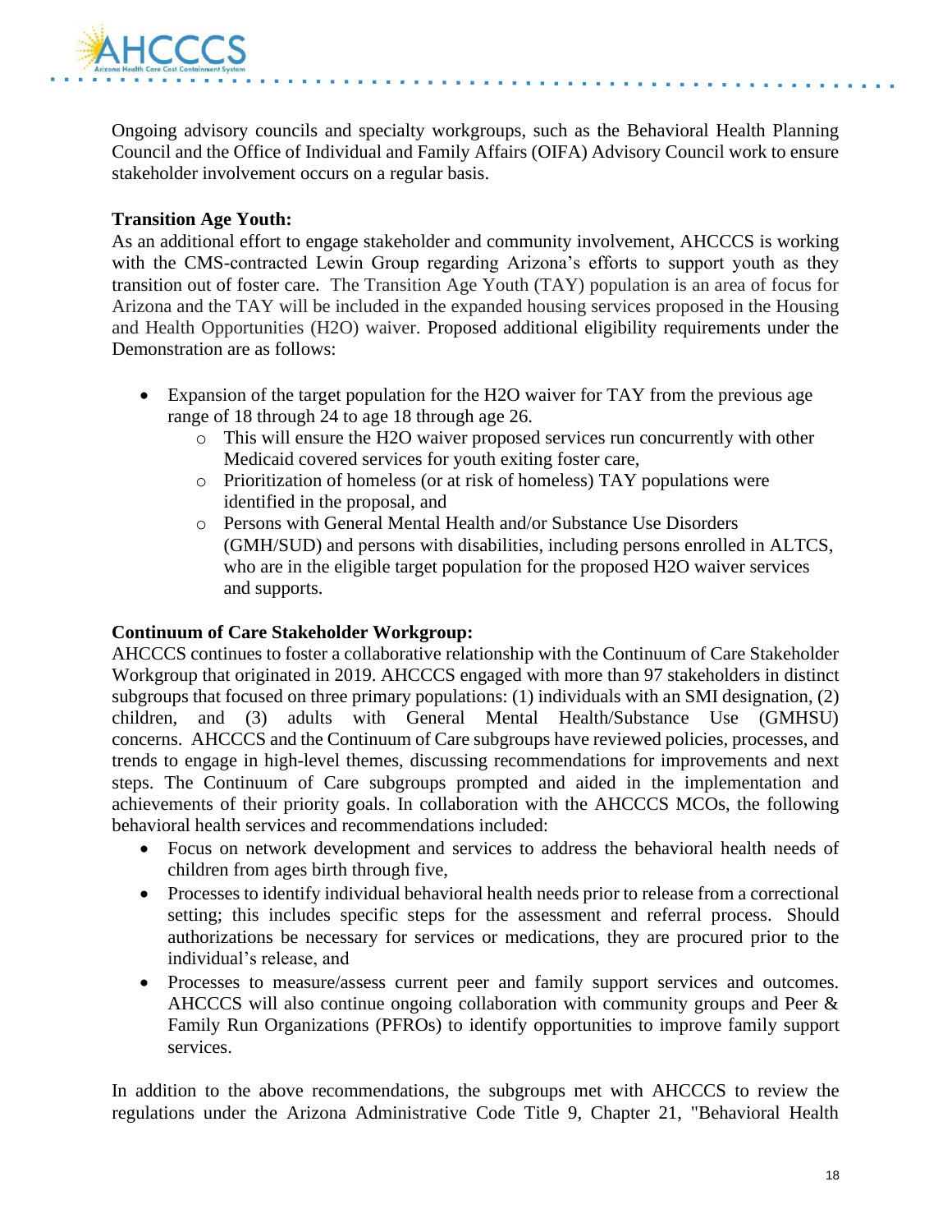Ongoing advisory councils and specialty workgroups, such as the Behavioral Health Planning Council and the Office of Individual and Family Affairs (OIFA) Advisory Council work to ensure stakeholder involvement occurs on a regular basis.

**Transition Age Youth:**
As an additional effort to engage stakeholder and community involvement, AHCCCS is working with the CMS-contracted Lewin Group regarding Arizona's efforts to support youth as they transition out of foster care. The Transition Age Youth (TAY) population is an area of focus for Arizona and the TAY will be included in the expanded housing services proposed in the Housing and Health Opportunities (H2O) waiver. Proposed additional eligibility requirements under the Demonstration are as follows:

- Expansion of the target population for the H2O waiver for TAY from the previous age range of 18 through 24 to age 18 through age 26.
  - This will ensure the H2O waiver proposed services run concurrently with other Medicaid covered services for youth exiting foster care,
  - Prioritization of homeless (or at risk of homeless) TAY populations were identified in the proposal, and
  - Persons with General Mental Health and/or Substance Use Disorders (GMH/SUD) and persons with disabilities, including persons enrolled in ALTCS, who are in the eligible target population for the proposed H2O waiver services and supports.

**Continuum of Care Stakeholder Workgroup:**
AHCCCS continues to foster a collaborative relationship with the Continuum of Care Stakeholder Workgroup that originated in 2019. AHCCCS engaged with more than 97 stakeholders in distinct subgroups that focused on three primary populations: (1) individuals with an SMI designation, (2) children, and (3) adults with General Mental Health/Substance Use (GMHSU) concerns. AHCCCS and the Continuum of Care subgroups have reviewed policies, processes, and trends to engage in high-level themes, discussing recommendations for improvements and next steps. The Continuum of Care subgroups prompted and aided in the implementation and achievements of their priority goals. In collaboration with the AHCCCS MCOs, the following behavioral health services and recommendations included:

- Focus on network development and services to address the behavioral health needs of children from ages birth through five,
- Processes to identify individual behavioral health needs prior to release from a correctional setting; this includes specific steps for the assessment and referral process. Should authorizations be necessary for services or medications, they are procured prior to the individual's release, and
- Processes to measure/assess current peer and family support services and outcomes. AHCCCS will also continue ongoing collaboration with community groups and Peer & Family Run Organizations (PFROs) to identify opportunities to improve family support services.

In addition to the above recommendations, the subgroups met with AHCCCS to review the regulations under the Arizona Administrative Code Title 9, Chapter 21, "Behavioral Health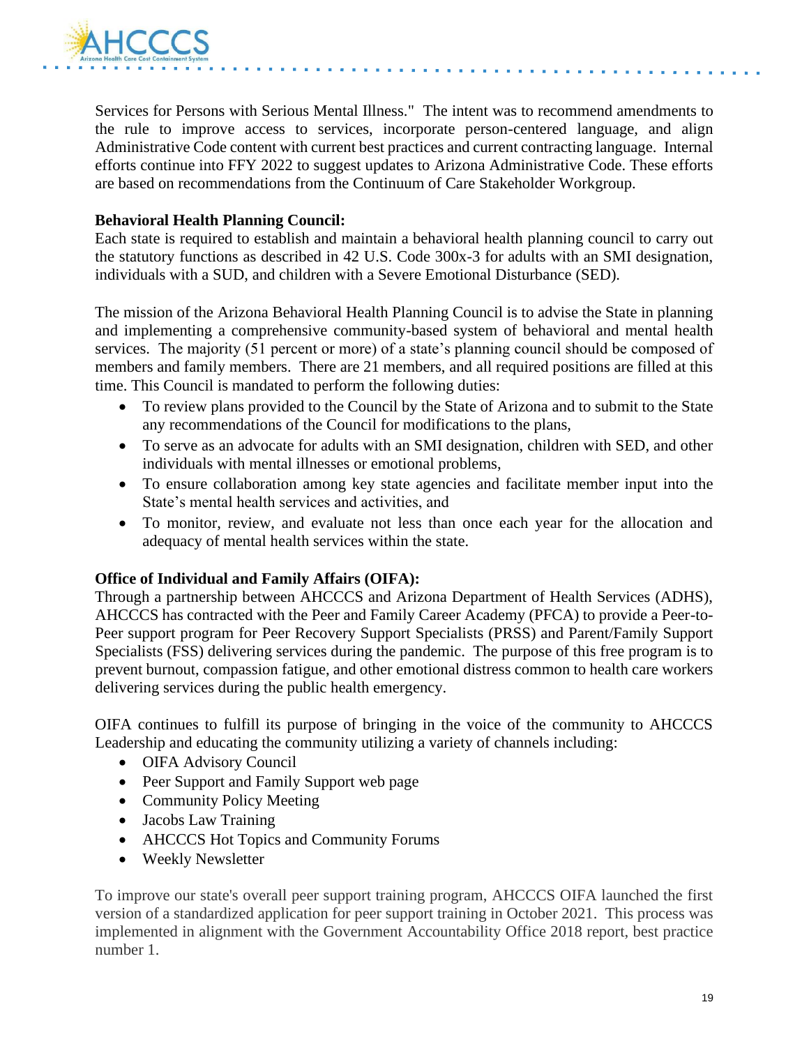Services for Persons with Serious Mental Illness." The intent was to recommend amendments to the rule to improve access to services, incorporate person-centered language, and align Administrative Code content with current best practices and current contracting language. Internal efforts continue into FFY 2022 to suggest updates to Arizona Administrative Code. These efforts are based on recommendations from the Continuum of Care Stakeholder Workgroup.

**Behavioral Health Planning Council:**
Each state is required to establish and maintain a behavioral health planning council to carry out the statutory functions as described in 42 U.S. Code 300x-3 for adults with an SMI designation, individuals with a SUD, and children with a Severe Emotional Disturbance (SED).

The mission of the Arizona Behavioral Health Planning Council is to advise the State in planning and implementing a comprehensive community-based system of behavioral and mental health services. The majority (51 percent or more) of a state's planning council should be composed of members and family members. There are 21 members, and all required positions are filled at this time. This Council is mandated to perform the following duties:

- To review plans provided to the Council by the State of Arizona and to submit to the State any recommendations of the Council for modifications to the plans,
- To serve as an advocate for adults with an SMI designation, children with SED, and other individuals with mental illnesses or emotional problems,
- To ensure collaboration among key state agencies and facilitate member input into the State's mental health services and activities, and
- To monitor, review, and evaluate not less than once each year for the allocation and adequacy of mental health services within the state.

**Office of Individual and Family Affairs (OIFA):**
Through a partnership between AHCCCS and Arizona Department of Health Services (ADHS), AHCCCS has contracted with the Peer and Family Career Academy (PFCA) to provide a Peer-to-Peer support program for Peer Recovery Support Specialists (PRSS) and Parent/Family Support Specialists (FSS) delivering services during the pandemic. The purpose of this free program is to prevent burnout, compassion fatigue, and other emotional distress common to health care workers delivering services during the public health emergency.

OIFA continues to fulfill its purpose of bringing in the voice of the community to AHCCCS Leadership and educating the community utilizing a variety of channels including:

- OIFA Advisory Council
- Peer Support and Family Support web page
- Community Policy Meeting
- Jacobs Law Training
- AHCCCS Hot Topics and Community Forums
- Weekly Newsletter

To improve our state's overall peer support training program, AHCCCS OIFA launched the first version of a standardized application for peer support training in October 2021. This process was implemented in alignment with the Government Accountability Office 2018 report, best practice number 1.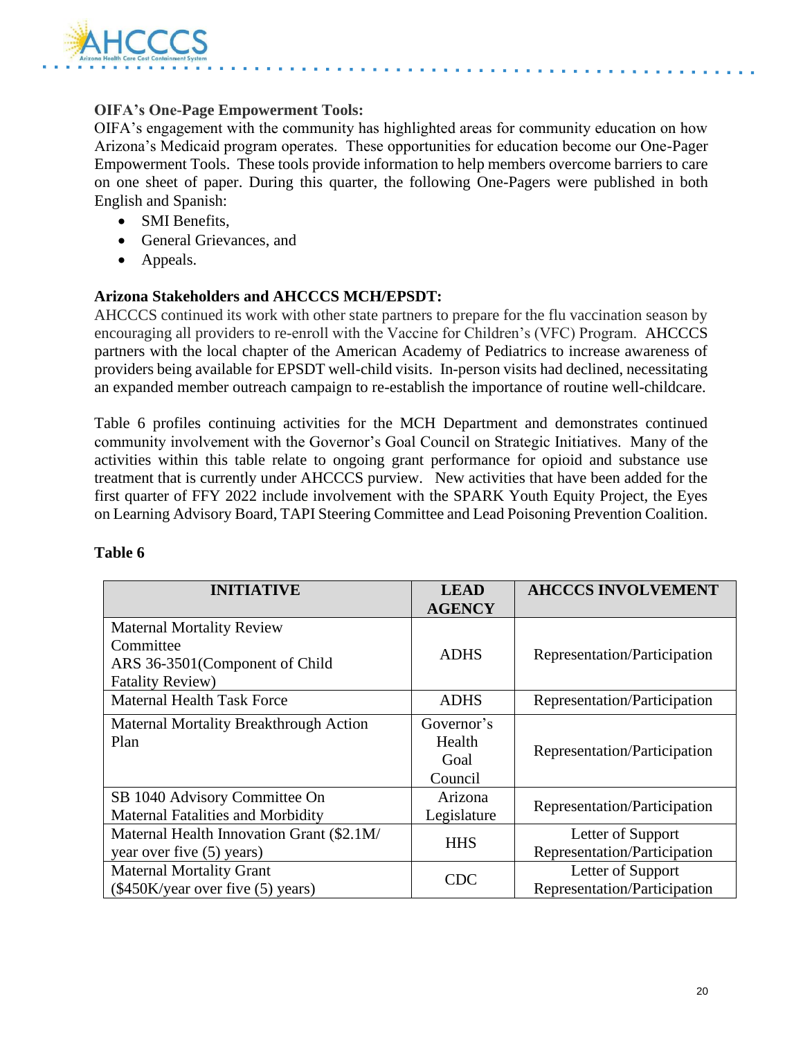**OIFA's One-Page Empowerment Tools:**

OIFA's engagement with the community has highlighted areas for community education on how Arizona's Medicaid program operates. These opportunities for education become our One-Pager Empowerment Tools. These tools provide information to help members overcome barriers to care on one sheet of paper. During this quarter, the following One-Pagers were published in both English and Spanish:

- SMI Benefits,
- General Grievances, and
- Appeals.

**Arizona Stakeholders and AHCCCS MCH/EPSDT:**

AHCCCS continued its work with other state partners to prepare for the flu vaccination season by encouraging all providers to re-enroll with the Vaccine for Children's (VFC) Program. AHCCCS partners with the local chapter of the American Academy of Pediatrics to increase awareness of providers being available for EPSDT well-child visits. In-person visits had declined, necessitating an expanded member outreach campaign to re-establish the importance of routine well-childcare.

Table 6 profiles continuing activities for the MCH Department and demonstrates continued community involvement with the Governor's Goal Council on Strategic Initiatives. Many of the activities within this table relate to ongoing grant performance for opioid and substance use treatment that is currently under AHCCCS purview. New activities that have been added for the first quarter of FFY 2022 include involvement with the SPARK Youth Equity Project, the Eyes on Learning Advisory Board, TAPI Steering Committee and Lead Poisoning Prevention Coalition.

**Table 6**

| INITIATIVE | LEAD AGENCY | AHCCCS INVOLVEMENT |
|---|---|---|
| Maternal Mortality Review Committee ARS 36-3501(Component of Child Fatality Review) | ADHS | Representation/Participation |
| Maternal Health Task Force | ADHS | Representation/Participation |
| Maternal Mortality Breakthrough Action Plan | Governor's Health Goal Council | Representation/Participation |
| SB 1040 Advisory Committee On Maternal Fatalities and Morbidity | Arizona Legislature | Representation/Participation |
| Maternal Health Innovation Grant ($2.1M/ year over five (5) years) | HHS | Letter of Support Representation/Participation |
| Maternal Mortality Grant ($450K/year over five (5) years) | CDC | Letter of Support Representation/Participation |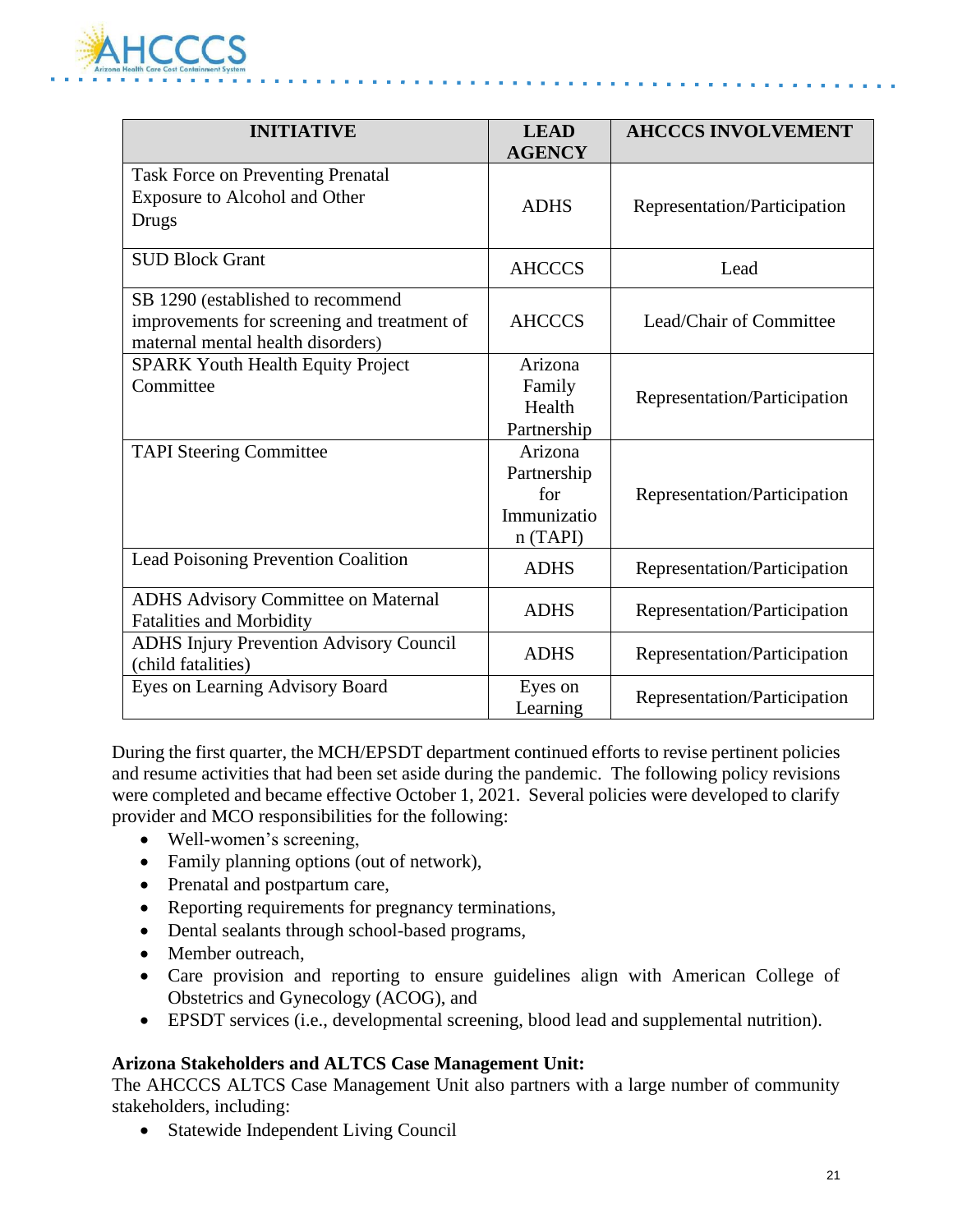| INITIATIVE | LEAD AGENCY | AHCCCS INVOLVEMENT |
|---|---|---|
| Task Force on Preventing Prenatal Exposure to Alcohol and Other Drugs | ADHS | Representation/Participation |
| SUD Block Grant | AHCCCS | Lead |
| SB 1290 (established to recommend improvements for screening and treatment of maternal mental health disorders) | AHCCCS | Lead/Chair of Committee |
| SPARK Youth Health Equity Project Committee | Arizona Family Health Partnership | Representation/Participation |
| TAPI Steering Committee | Arizona Partnership for Immunization (TAPI) | Representation/Participation |
| Lead Poisoning Prevention Coalition | ADHS | Representation/Participation |
| ADHS Advisory Committee on Maternal Fatalities and Morbidity | ADHS | Representation/Participation |
| ADHS Injury Prevention Advisory Council (child fatalities) | ADHS | Representation/Participation |
| Eyes on Learning Advisory Board | Eyes on Learning | Representation/Participation |

During the first quarter, the MCH/EPSDT department continued efforts to revise pertinent policies and resume activities that had been set aside during the pandemic. The following policy revisions were completed and became effective October 1, 2021. Several policies were developed to clarify provider and MCO responsibilities for the following:

- Well-women's screening,
- Family planning options (out of network),
- Prenatal and postpartum care,
- Reporting requirements for pregnancy terminations,
- Dental sealants through school-based programs,
- Member outreach,
- Care provision and reporting to ensure guidelines align with American College of Obstetrics and Gynecology (ACOG), and
- EPSDT services (i.e., developmental screening, blood lead and supplemental nutrition).

**Arizona Stakeholders and ALTCS Case Management Unit:**
The AHCCCS ALTCS Case Management Unit also partners with a large number of community stakeholders, including:

- Statewide Independent Living Council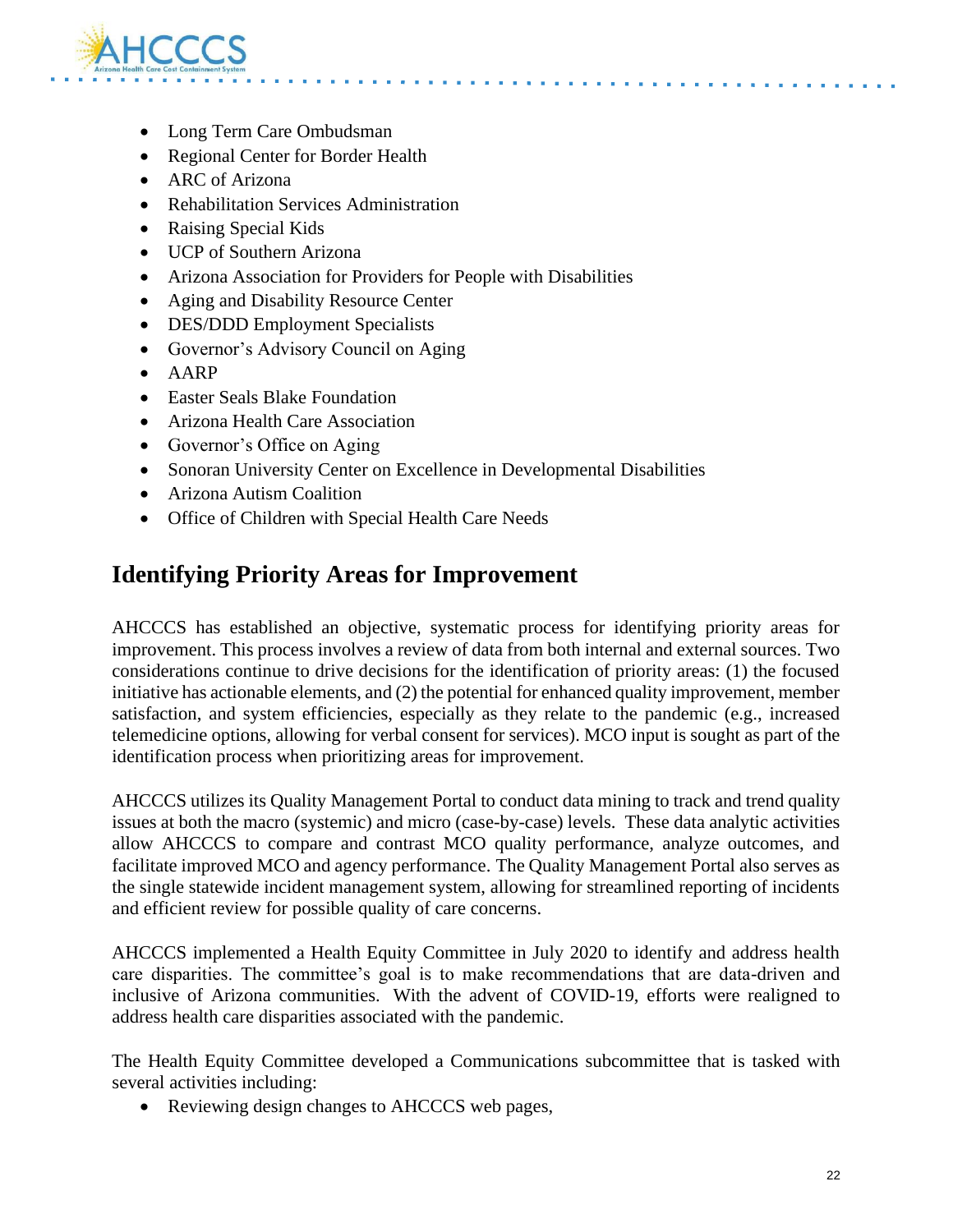- Long Term Care Ombudsman
- Regional Center for Border Health
- ARC of Arizona
- Rehabilitation Services Administration
- Raising Special Kids
- UCP of Southern Arizona
- Arizona Association for Providers for People with Disabilities
- Aging and Disability Resource Center
- DES/DDD Employment Specialists
- Governor's Advisory Council on Aging
- AARP
- Easter Seals Blake Foundation
- Arizona Health Care Association
- Governor's Office on Aging
- Sonoran University Center on Excellence in Developmental Disabilities
- Arizona Autism Coalition
- Office of Children with Special Health Care Needs

## Identifying Priority Areas for Improvement

AHCCCS has established an objective, systematic process for identifying priority areas for improvement. This process involves a review of data from both internal and external sources. Two considerations continue to drive decisions for the identification of priority areas: (1) the focused initiative has actionable elements, and (2) the potential for enhanced quality improvement, member satisfaction, and system efficiencies, especially as they relate to the pandemic (e.g., increased telemedicine options, allowing for verbal consent for services). MCO input is sought as part of the identification process when prioritizing areas for improvement.

AHCCCS utilizes its Quality Management Portal to conduct data mining to track and trend quality issues at both the macro (systemic) and micro (case-by-case) levels. These data analytic activities allow AHCCCS to compare and contrast MCO quality performance, analyze outcomes, and facilitate improved MCO and agency performance. The Quality Management Portal also serves as the single statewide incident management system, allowing for streamlined reporting of incidents and efficient review for possible quality of care concerns.

AHCCCS implemented a Health Equity Committee in July 2020 to identify and address health care disparities. The committee's goal is to make recommendations that are data-driven and inclusive of Arizona communities. With the advent of COVID-19, efforts were realigned to address health care disparities associated with the pandemic.

The Health Equity Committee developed a Communications subcommittee that is tasked with several activities including:

- Reviewing design changes to AHCCCS web pages,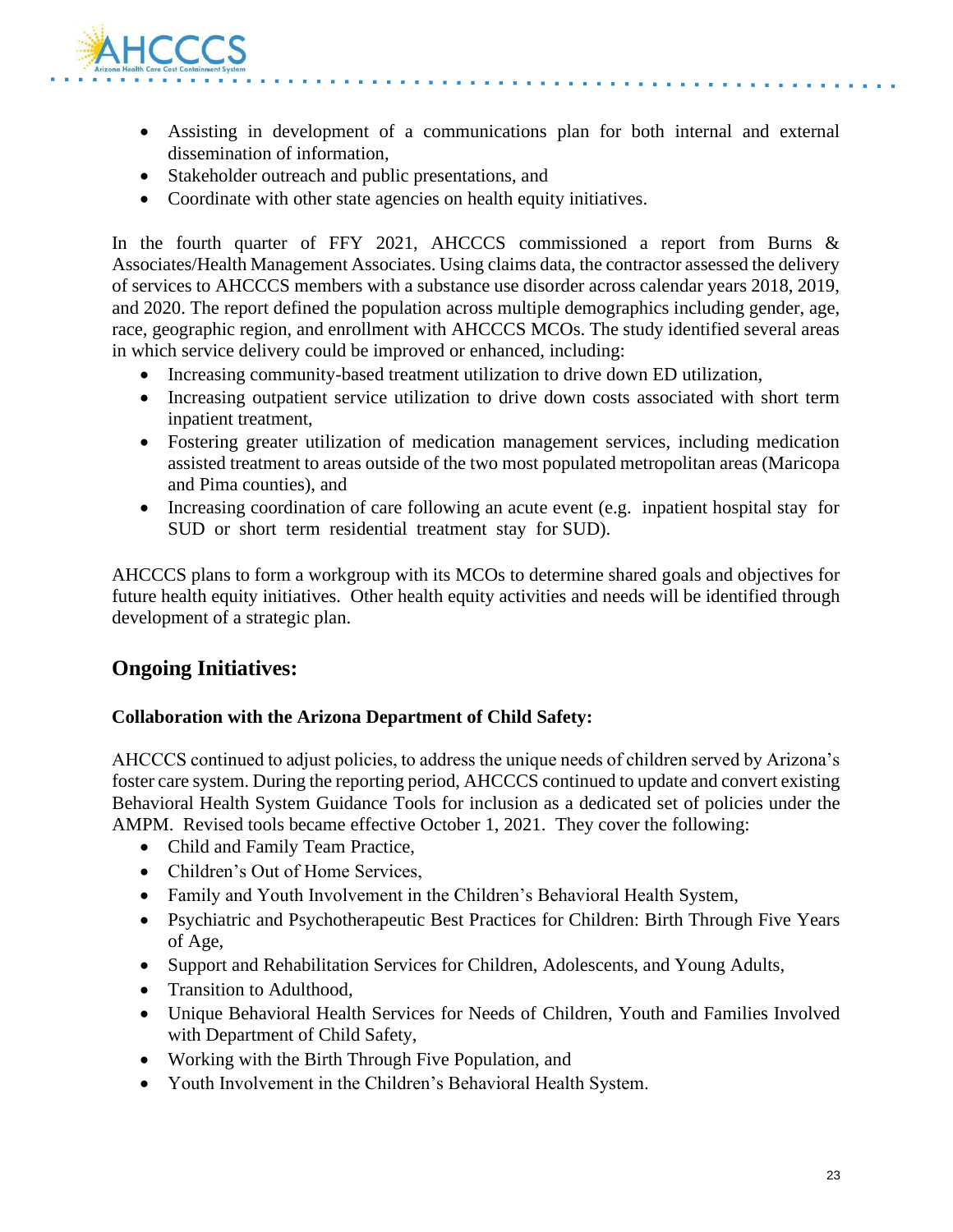- Assisting in development of a communications plan for both internal and external dissemination of information,
- Stakeholder outreach and public presentations, and
- Coordinate with other state agencies on health equity initiatives.

In the fourth quarter of FFY 2021, AHCCCS commissioned a report from Burns & Associates/Health Management Associates. Using claims data, the contractor assessed the delivery of services to AHCCCS members with a substance use disorder across calendar years 2018, 2019, and 2020. The report defined the population across multiple demographics including gender, age, race, geographic region, and enrollment with AHCCCS MCOs. The study identified several areas in which service delivery could be improved or enhanced, including:

- Increasing community-based treatment utilization to drive down ED utilization,
- Increasing outpatient service utilization to drive down costs associated with short term inpatient treatment,
- Fostering greater utilization of medication management services, including medication assisted treatment to areas outside of the two most populated metropolitan areas (Maricopa and Pima counties), and
- Increasing coordination of care following an acute event (e.g. inpatient hospital stay for SUD or short term residential treatment stay for SUD).

AHCCCS plans to form a workgroup with its MCOs to determine shared goals and objectives for future health equity initiatives. Other health equity activities and needs will be identified through development of a strategic plan.

## Ongoing Initiatives:

### Collaboration with the Arizona Department of Child Safety:

AHCCCS continued to adjust policies, to address the unique needs of children served by Arizona's foster care system. During the reporting period, AHCCCS continued to update and convert existing Behavioral Health System Guidance Tools for inclusion as a dedicated set of policies under the AMPM. Revised tools became effective October 1, 2021. They cover the following:

- Child and Family Team Practice,
- Children's Out of Home Services,
- Family and Youth Involvement in the Children's Behavioral Health System,
- Psychiatric and Psychotherapeutic Best Practices for Children: Birth Through Five Years of Age,
- Support and Rehabilitation Services for Children, Adolescents, and Young Adults,
- Transition to Adulthood,
- Unique Behavioral Health Services for Needs of Children, Youth and Families Involved with Department of Child Safety,
- Working with the Birth Through Five Population, and
- Youth Involvement in the Children's Behavioral Health System.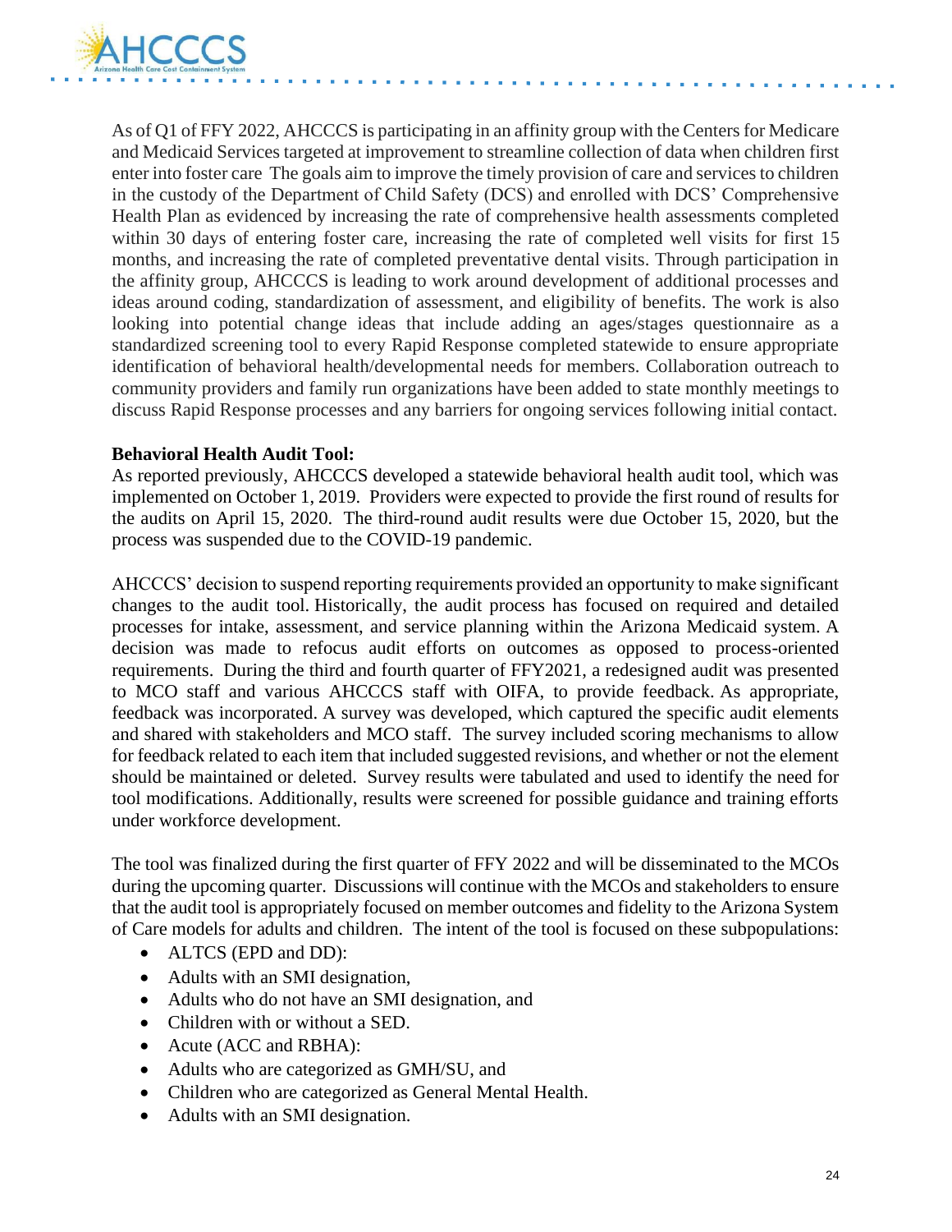As of Q1 of FFY 2022, AHCCCS is participating in an affinity group with the Centers for Medicare and Medicaid Services targeted at improvement to streamline collection of data when children first enter into foster care The goals aim to improve the timely provision of care and services to children in the custody of the Department of Child Safety (DCS) and enrolled with DCS' Comprehensive Health Plan as evidenced by increasing the rate of comprehensive health assessments completed within 30 days of entering foster care, increasing the rate of completed well visits for first 15 months, and increasing the rate of completed preventative dental visits. Through participation in the affinity group, AHCCCS is leading to work around development of additional processes and ideas around coding, standardization of assessment, and eligibility of benefits. The work is also looking into potential change ideas that include adding an ages/stages questionnaire as a standardized screening tool to every Rapid Response completed statewide to ensure appropriate identification of behavioral health/developmental needs for members. Collaboration outreach to community providers and family run organizations have been added to state monthly meetings to discuss Rapid Response processes and any barriers for ongoing services following initial contact.

**Behavioral Health Audit Tool:**

As reported previously, AHCCCS developed a statewide behavioral health audit tool, which was implemented on October 1, 2019. Providers were expected to provide the first round of results for the audits on April 15, 2020. The third-round audit results were due October 15, 2020, but the process was suspended due to the COVID-19 pandemic.

AHCCCS' decision to suspend reporting requirements provided an opportunity to make significant changes to the audit tool. Historically, the audit process has focused on required and detailed processes for intake, assessment, and service planning within the Arizona Medicaid system. A decision was made to refocus audit efforts on outcomes as opposed to process-oriented requirements. During the third and fourth quarter of FFY2021, a redesigned audit was presented to MCO staff and various AHCCCS staff with OIFA, to provide feedback. As appropriate, feedback was incorporated. A survey was developed, which captured the specific audit elements and shared with stakeholders and MCO staff. The survey included scoring mechanisms to allow for feedback related to each item that included suggested revisions, and whether or not the element should be maintained or deleted. Survey results were tabulated and used to identify the need for tool modifications. Additionally, results were screened for possible guidance and training efforts under workforce development.

The tool was finalized during the first quarter of FFY 2022 and will be disseminated to the MCOs during the upcoming quarter. Discussions will continue with the MCOs and stakeholders to ensure that the audit tool is appropriately focused on member outcomes and fidelity to the Arizona System of Care models for adults and children. The intent of the tool is focused on these subpopulations:

- ALTCS (EPD and DD):
- Adults with an SMI designation,
- Adults who do not have an SMI designation, and
- Children with or without a SED.
- Acute (ACC and RBHA):
- Adults who are categorized as GMH/SU, and
- Children who are categorized as General Mental Health.
- Adults with an SMI designation.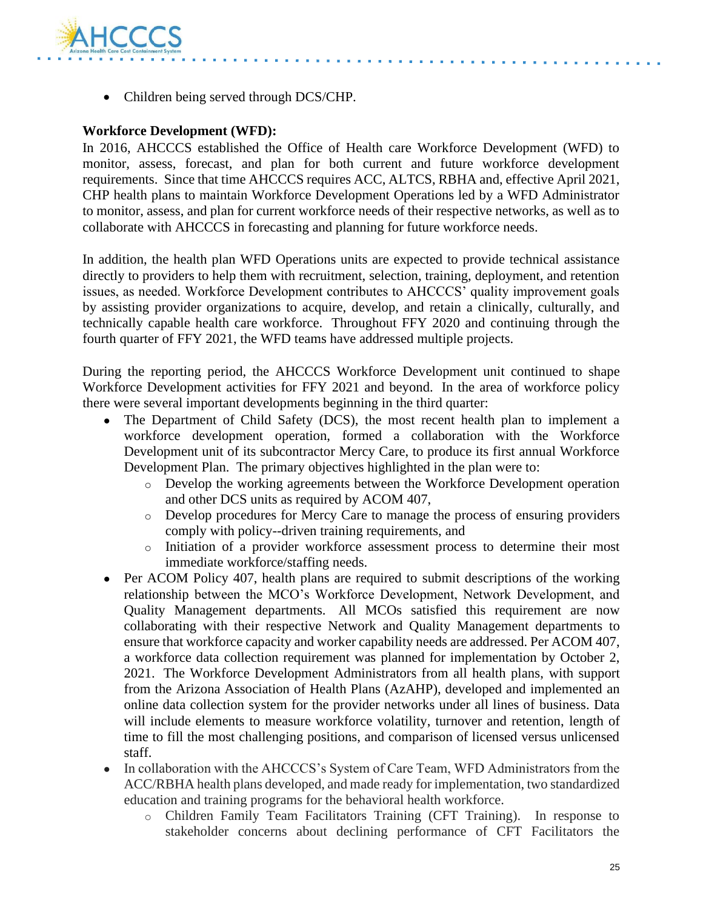- Children being served through DCS/CHP.

**Workforce Development (WFD):**

In 2016, AHCCCS established the Office of Health care Workforce Development (WFD) to monitor, assess, forecast, and plan for both current and future workforce development requirements. Since that time AHCCCS requires ACC, ALTCS, RBHA and, effective April 2021, CHP health plans to maintain Workforce Development Operations led by a WFD Administrator to monitor, assess, and plan for current workforce needs of their respective networks, as well as to collaborate with AHCCCS in forecasting and planning for future workforce needs.

In addition, the health plan WFD Operations units are expected to provide technical assistance directly to providers to help them with recruitment, selection, training, deployment, and retention issues, as needed. Workforce Development contributes to AHCCCS' quality improvement goals by assisting provider organizations to acquire, develop, and retain a clinically, culturally, and technically capable health care workforce. Throughout FFY 2020 and continuing through the fourth quarter of FFY 2021, the WFD teams have addressed multiple projects.

During the reporting period, the AHCCCS Workforce Development unit continued to shape Workforce Development activities for FFY 2021 and beyond. In the area of workforce policy there were several important developments beginning in the third quarter:

- The Department of Child Safety (DCS), the most recent health plan to implement a workforce development operation, formed a collaboration with the Workforce Development unit of its subcontractor Mercy Care, to produce its first annual Workforce Development Plan. The primary objectives highlighted in the plan were to:
  - Develop the working agreements between the Workforce Development operation and other DCS units as required by ACOM 407,
  - Develop procedures for Mercy Care to manage the process of ensuring providers comply with policy--driven training requirements, and
  - Initiation of a provider workforce assessment process to determine their most immediate workforce/staffing needs.
- Per ACOM Policy 407, health plans are required to submit descriptions of the working relationship between the MCO's Workforce Development, Network Development, and Quality Management departments. All MCOs satisfied this requirement are now collaborating with their respective Network and Quality Management departments to ensure that workforce capacity and worker capability needs are addressed. Per ACOM 407, a workforce data collection requirement was planned for implementation by October 2, 2021. The Workforce Development Administrators from all health plans, with support from the Arizona Association of Health Plans (AzAHP), developed and implemented an online data collection system for the provider networks under all lines of business. Data will include elements to measure workforce volatility, turnover and retention, length of time to fill the most challenging positions, and comparison of licensed versus unlicensed staff.
- In collaboration with the AHCCCS's System of Care Team, WFD Administrators from the ACC/RBHA health plans developed, and made ready for implementation, two standardized education and training programs for the behavioral health workforce.
  - Children Family Team Facilitators Training (CFT Training). In response to stakeholder concerns about declining performance of CFT Facilitators the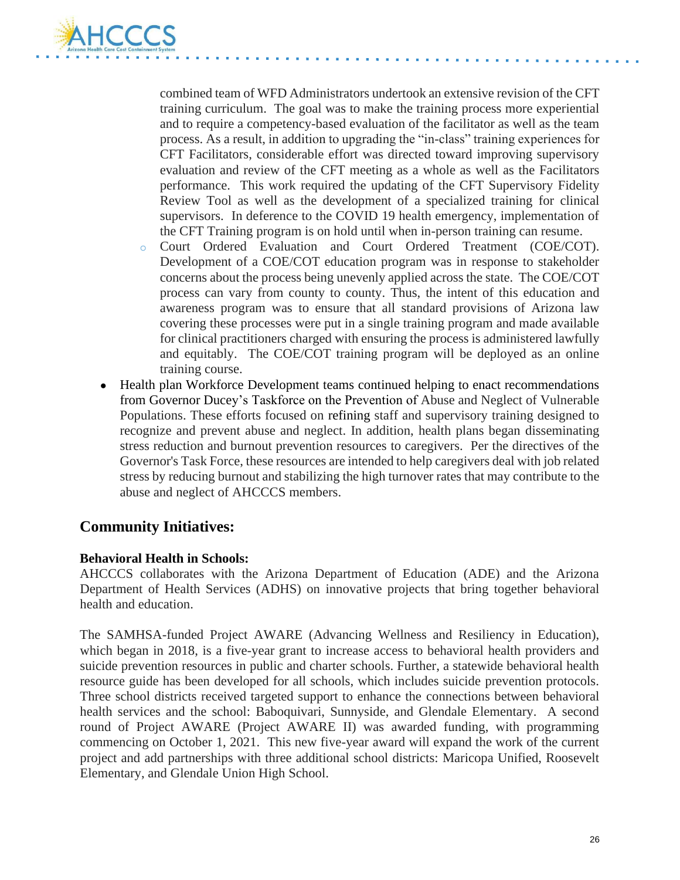combined team of WFD Administrators undertook an extensive revision of the CFT training curriculum. The goal was to make the training process more experiential and to require a competency-based evaluation of the facilitator as well as the team process. As a result, in addition to upgrading the "in-class" training experiences for CFT Facilitators, considerable effort was directed toward improving supervisory evaluation and review of the CFT meeting as a whole as well as the Facilitators performance. This work required the updating of the CFT Supervisory Fidelity Review Tool as well as the development of a specialized training for clinical supervisors. In deference to the COVID 19 health emergency, implementation of the CFT Training program is on hold until when in-person training can resume.

  - Court Ordered Evaluation and Court Ordered Treatment (COE/COT). Development of a COE/COT education program was in response to stakeholder concerns about the process being unevenly applied across the state. The COE/COT process can vary from county to county. Thus, the intent of this education and awareness program was to ensure that all standard provisions of Arizona law covering these processes were put in a single training program and made available for clinical practitioners charged with ensuring the process is administered lawfully and equitably. The COE/COT training program will be deployed as an online training course.

- Health plan Workforce Development teams continued helping to enact recommendations from Governor Ducey's Taskforce on the Prevention of Abuse and Neglect of Vulnerable Populations. These efforts focused on refining staff and supervisory training designed to recognize and prevent abuse and neglect. In addition, health plans began disseminating stress reduction and burnout prevention resources to caregivers. Per the directives of the Governor's Task Force, these resources are intended to help caregivers deal with job related stress by reducing burnout and stabilizing the high turnover rates that may contribute to the abuse and neglect of AHCCCS members.

## Community Initiatives:

**Behavioral Health in Schools:**

AHCCCS collaborates with the Arizona Department of Education (ADE) and the Arizona Department of Health Services (ADHS) on innovative projects that bring together behavioral health and education.

The SAMHSA-funded Project AWARE (Advancing Wellness and Resiliency in Education), which began in 2018, is a five-year grant to increase access to behavioral health providers and suicide prevention resources in public and charter schools. Further, a statewide behavioral health resource guide has been developed for all schools, which includes suicide prevention protocols. Three school districts received targeted support to enhance the connections between behavioral health services and the school: Baboquivari, Sunnyside, and Glendale Elementary. A second round of Project AWARE (Project AWARE II) was awarded funding, with programming commencing on October 1, 2021. This new five-year award will expand the work of the current project and add partnerships with three additional school districts: Maricopa Unified, Roosevelt Elementary, and Glendale Union High School.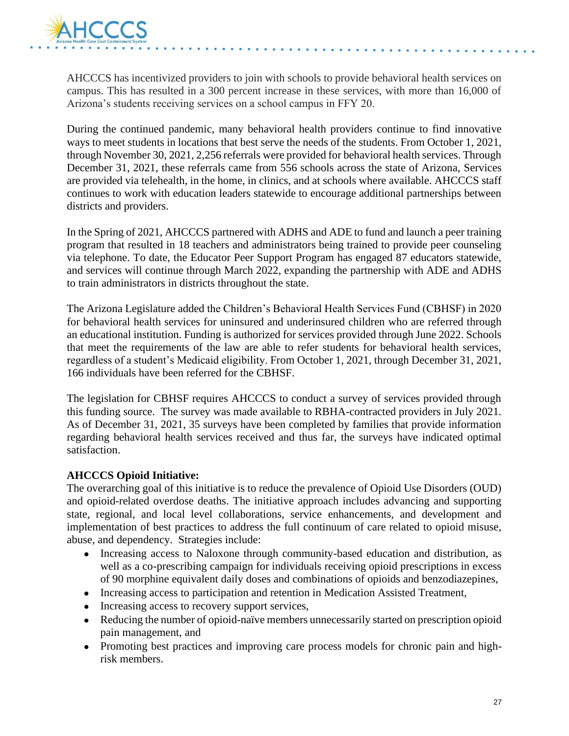AHCCCS has incentivized providers to join with schools to provide behavioral health services on campus. This has resulted in a 300 percent increase in these services, with more than 16,000 of Arizona's students receiving services on a school campus in FFY 20.

During the continued pandemic, many behavioral health providers continue to find innovative ways to meet students in locations that best serve the needs of the students. From October 1, 2021, through November 30, 2021, 2,256 referrals were provided for behavioral health services. Through December 31, 2021, these referrals came from 556 schools across the state of Arizona, Services are provided via telehealth, in the home, in clinics, and at schools where available. AHCCCS staff continues to work with education leaders statewide to encourage additional partnerships between districts and providers.

In the Spring of 2021, AHCCCS partnered with ADHS and ADE to fund and launch a peer training program that resulted in 18 teachers and administrators being trained to provide peer counseling via telephone. To date, the Educator Peer Support Program has engaged 87 educators statewide, and services will continue through March 2022, expanding the partnership with ADE and ADHS to train administrators in districts throughout the state.

The Arizona Legislature added the Children's Behavioral Health Services Fund (CBHSF) in 2020 for behavioral health services for uninsured and underinsured children who are referred through an educational institution. Funding is authorized for services provided through June 2022. Schools that meet the requirements of the law are able to refer students for behavioral health services, regardless of a student's Medicaid eligibility. From October 1, 2021, through December 31, 2021, 166 individuals have been referred for the CBHSF.

The legislation for CBHSF requires AHCCCS to conduct a survey of services provided through this funding source. The survey was made available to RBHA-contracted providers in July 2021. As of December 31, 2021, 35 surveys have been completed by families that provide information regarding behavioral health services received and thus far, the surveys have indicated optimal satisfaction.

**AHCCCS Opioid Initiative:**

The overarching goal of this initiative is to reduce the prevalence of Opioid Use Disorders (OUD) and opioid-related overdose deaths. The initiative approach includes advancing and supporting state, regional, and local level collaborations, service enhancements, and development and implementation of best practices to address the full continuum of care related to opioid misuse, abuse, and dependency. Strategies include:

- Increasing access to Naloxone through community-based education and distribution, as well as a co-prescribing campaign for individuals receiving opioid prescriptions in excess of 90 morphine equivalent daily doses and combinations of opioids and benzodiazepines,
- Increasing access to participation and retention in Medication Assisted Treatment,
- Increasing access to recovery support services,
- Reducing the number of opioid-naïve members unnecessarily started on prescription opioid pain management, and
- Promoting best practices and improving care process models for chronic pain and high-risk members.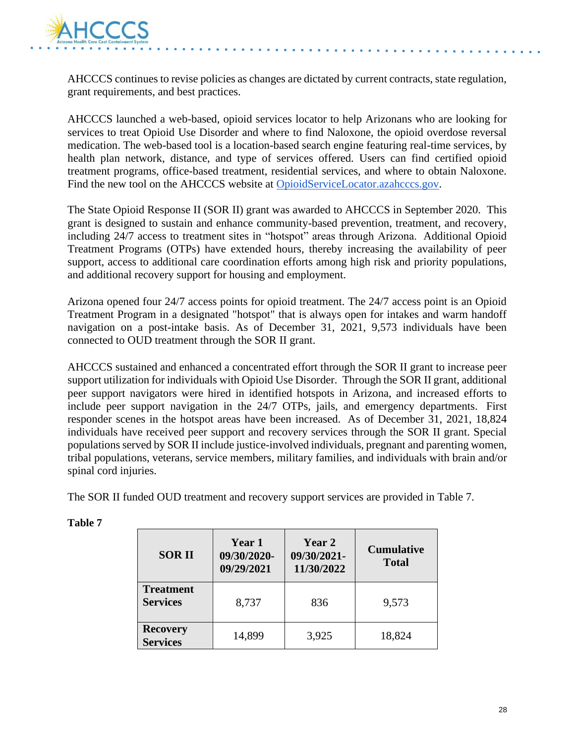AHCCCS continues to revise policies as changes are dictated by current contracts, state regulation, grant requirements, and best practices.

AHCCCS launched a web-based, opioid services locator to help Arizonans who are looking for services to treat Opioid Use Disorder and where to find Naloxone, the opioid overdose reversal medication. The web-based tool is a location-based search engine featuring real-time services, by health plan network, distance, and type of services offered. Users can find certified opioid treatment programs, office-based treatment, residential services, and where to obtain Naloxone. Find the new tool on the AHCCCS website at [OpioidServiceLocator.azahcccs.gov](OpioidServiceLocator.azahcccs.gov).

The State Opioid Response II (SOR II) grant was awarded to AHCCCS in September 2020. This grant is designed to sustain and enhance community-based prevention, treatment, and recovery, including 24/7 access to treatment sites in "hotspot" areas through Arizona. Additional Opioid Treatment Programs (OTPs) have extended hours, thereby increasing the availability of peer support, access to additional care coordination efforts among high risk and priority populations, and additional recovery support for housing and employment.

Arizona opened four 24/7 access points for opioid treatment. The 24/7 access point is an Opioid Treatment Program in a designated "hotspot" that is always open for intakes and warm handoff navigation on a post-intake basis. As of December 31, 2021, 9,573 individuals have been connected to OUD treatment through the SOR II grant.

AHCCCS sustained and enhanced a concentrated effort through the SOR II grant to increase peer support utilization for individuals with Opioid Use Disorder. Through the SOR II grant, additional peer support navigators were hired in identified hotspots in Arizona, and increased efforts to include peer support navigation in the 24/7 OTPs, jails, and emergency departments. First responder scenes in the hotspot areas have been increased. As of December 31, 2021, 18,824 individuals have received peer support and recovery services through the SOR II grant. Special populations served by SOR II include justice-involved individuals, pregnant and parenting women, tribal populations, veterans, service members, military families, and individuals with brain and/or spinal cord injuries.

The SOR II funded OUD treatment and recovery support services are provided in Table 7.

**Table 7**

| SOR II | Year 1 09/30/2020-09/29/2021 | Year 2 09/30/2021-11/30/2022 | Cumulative Total |
|---|---|---|---|
| **Treatment Services** | 8,737 | 836 | 9,573 |
| **Recovery Services** | 14,899 | 3,925 | 18,824 |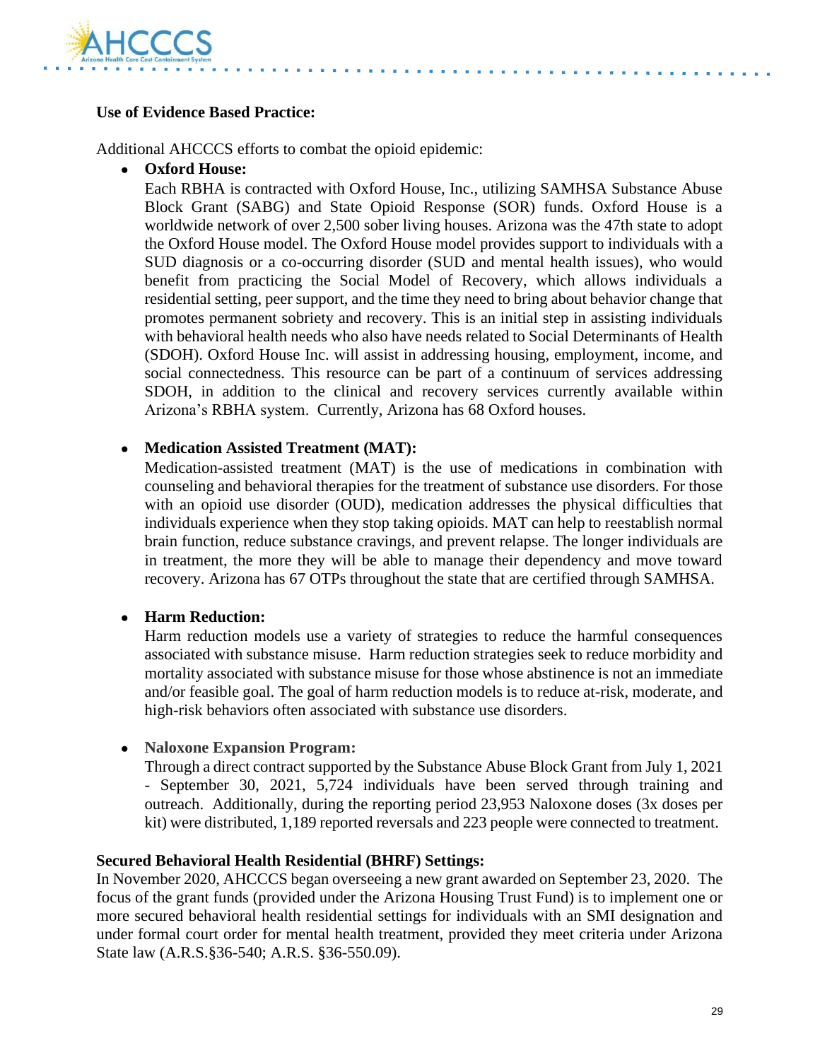**Use of Evidence Based Practice:**

Additional AHCCCS efforts to combat the opioid epidemic:

- **Oxford House:**
  Each RBHA is contracted with Oxford House, Inc., utilizing SAMHSA Substance Abuse Block Grant (SABG) and State Opioid Response (SOR) funds. Oxford House is a worldwide network of over 2,500 sober living houses. Arizona was the 47th state to adopt the Oxford House model. The Oxford House model provides support to individuals with a SUD diagnosis or a co-occurring disorder (SUD and mental health issues), who would benefit from practicing the Social Model of Recovery, which allows individuals a residential setting, peer support, and the time they need to bring about behavior change that promotes permanent sobriety and recovery. This is an initial step in assisting individuals with behavioral health needs who also have needs related to Social Determinants of Health (SDOH). Oxford House Inc. will assist in addressing housing, employment, income, and social connectedness. This resource can be part of a continuum of services addressing SDOH, in addition to the clinical and recovery services currently available within Arizona's RBHA system. Currently, Arizona has 68 Oxford houses.

- **Medication Assisted Treatment (MAT):**
  Medication-assisted treatment (MAT) is the use of medications in combination with counseling and behavioral therapies for the treatment of substance use disorders. For those with an opioid use disorder (OUD), medication addresses the physical difficulties that individuals experience when they stop taking opioids. MAT can help to reestablish normal brain function, reduce substance cravings, and prevent relapse. The longer individuals are in treatment, the more they will be able to manage their dependency and move toward recovery. Arizona has 67 OTPs throughout the state that are certified through SAMHSA.

- **Harm Reduction:**
  Harm reduction models use a variety of strategies to reduce the harmful consequences associated with substance misuse. Harm reduction strategies seek to reduce morbidity and mortality associated with substance misuse for those whose abstinence is not an immediate and/or feasible goal. The goal of harm reduction models is to reduce at-risk, moderate, and high-risk behaviors often associated with substance use disorders.

- **Naloxone Expansion Program:**
  Through a direct contract supported by the Substance Abuse Block Grant from July 1, 2021 - September 30, 2021, 5,724 individuals have been served through training and outreach. Additionally, during the reporting period 23,953 Naloxone doses (3x doses per kit) were distributed, 1,189 reported reversals and 223 people were connected to treatment.

**Secured Behavioral Health Residential (BHRF) Settings:**

In November 2020, AHCCCS began overseeing a new grant awarded on September 23, 2020. The focus of the grant funds (provided under the Arizona Housing Trust Fund) is to implement one or more secured behavioral health residential settings for individuals with an SMI designation and under formal court order for mental health treatment, provided they meet criteria under Arizona State law (A.R.S.§36-540; A.R.S. §36-550.09).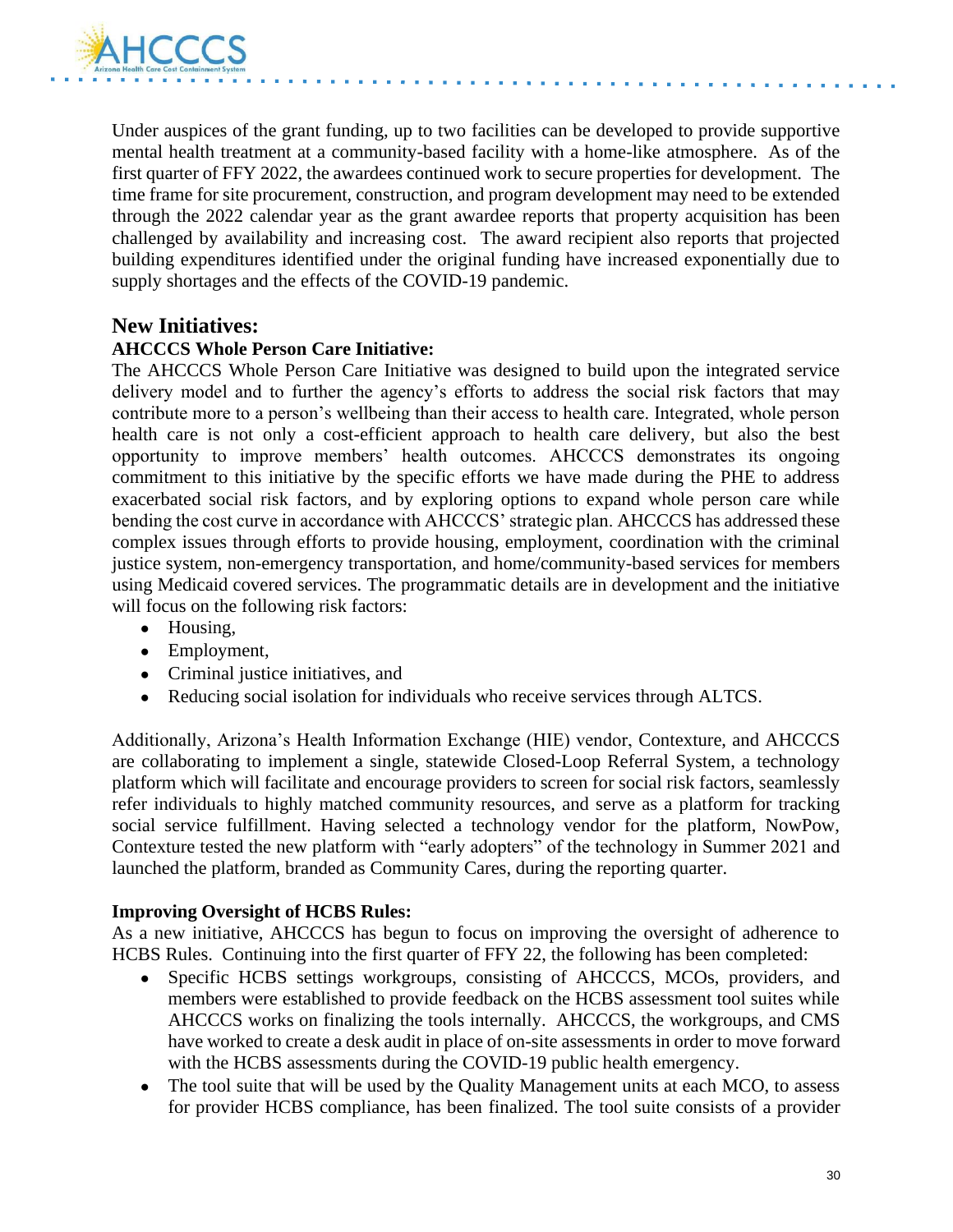Under auspices of the grant funding, up to two facilities can be developed to provide supportive mental health treatment at a community-based facility with a home-like atmosphere. As of the first quarter of FFY 2022, the awardees continued work to secure properties for development. The time frame for site procurement, construction, and program development may need to be extended through the 2022 calendar year as the grant awardee reports that property acquisition has been challenged by availability and increasing cost. The award recipient also reports that projected building expenditures identified under the original funding have increased exponentially due to supply shortages and the effects of the COVID-19 pandemic.

## New Initiatives:

### AHCCCS Whole Person Care Initiative:

The AHCCCS Whole Person Care Initiative was designed to build upon the integrated service delivery model and to further the agency's efforts to address the social risk factors that may contribute more to a person's wellbeing than their access to health care. Integrated, whole person health care is not only a cost-efficient approach to health care delivery, but also the best opportunity to improve members' health outcomes. AHCCCS demonstrates its ongoing commitment to this initiative by the specific efforts we have made during the PHE to address exacerbated social risk factors, and by exploring options to expand whole person care while bending the cost curve in accordance with AHCCCS' strategic plan. AHCCCS has addressed these complex issues through efforts to provide housing, employment, coordination with the criminal justice system, non-emergency transportation, and home/community-based services for members using Medicaid covered services. The programmatic details are in development and the initiative will focus on the following risk factors:

- Housing,
- Employment,
- Criminal justice initiatives, and
- Reducing social isolation for individuals who receive services through ALTCS.

Additionally, Arizona's Health Information Exchange (HIE) vendor, Contexture, and AHCCCS are collaborating to implement a single, statewide Closed-Loop Referral System, a technology platform which will facilitate and encourage providers to screen for social risk factors, seamlessly refer individuals to highly matched community resources, and serve as a platform for tracking social service fulfillment. Having selected a technology vendor for the platform, NowPow, Contexture tested the new platform with "early adopters" of the technology in Summer 2021 and launched the platform, branded as Community Cares, during the reporting quarter.

### Improving Oversight of HCBS Rules:

As a new initiative, AHCCCS has begun to focus on improving the oversight of adherence to HCBS Rules. Continuing into the first quarter of FFY 22, the following has been completed:

- Specific HCBS settings workgroups, consisting of AHCCCS, MCOs, providers, and members were established to provide feedback on the HCBS assessment tool suites while AHCCCS works on finalizing the tools internally. AHCCCS, the workgroups, and CMS have worked to create a desk audit in place of on-site assessments in order to move forward with the HCBS assessments during the COVID-19 public health emergency.
- The tool suite that will be used by the Quality Management units at each MCO, to assess for provider HCBS compliance, has been finalized. The tool suite consists of a provider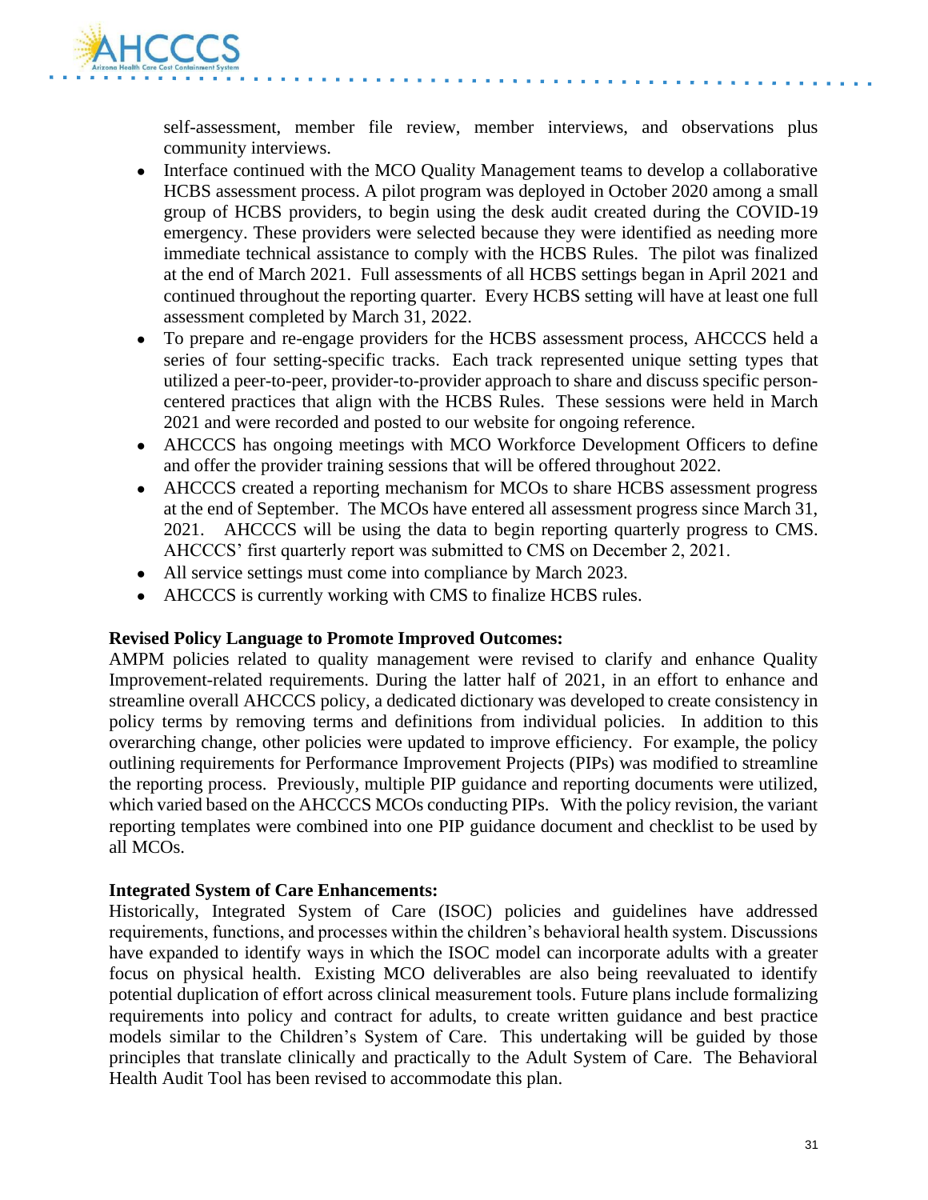self-assessment, member file review, member interviews, and observations plus community interviews.

- Interface continued with the MCO Quality Management teams to develop a collaborative HCBS assessment process. A pilot program was deployed in October 2020 among a small group of HCBS providers, to begin using the desk audit created during the COVID-19 emergency. These providers were selected because they were identified as needing more immediate technical assistance to comply with the HCBS Rules. The pilot was finalized at the end of March 2021. Full assessments of all HCBS settings began in April 2021 and continued throughout the reporting quarter. Every HCBS setting will have at least one full assessment completed by March 31, 2022.
- To prepare and re-engage providers for the HCBS assessment process, AHCCCS held a series of four setting-specific tracks. Each track represented unique setting types that utilized a peer-to-peer, provider-to-provider approach to share and discuss specific person-centered practices that align with the HCBS Rules. These sessions were held in March 2021 and were recorded and posted to our website for ongoing reference.
- AHCCCS has ongoing meetings with MCO Workforce Development Officers to define and offer the provider training sessions that will be offered throughout 2022.
- AHCCCS created a reporting mechanism for MCOs to share HCBS assessment progress at the end of September. The MCOs have entered all assessment progress since March 31, 2021. AHCCCS will be using the data to begin reporting quarterly progress to CMS. AHCCCS' first quarterly report was submitted to CMS on December 2, 2021.
- All service settings must come into compliance by March 2023.
- AHCCCS is currently working with CMS to finalize HCBS rules.

**Revised Policy Language to Promote Improved Outcomes:**
AMPM policies related to quality management were revised to clarify and enhance Quality Improvement-related requirements. During the latter half of 2021, in an effort to enhance and streamline overall AHCCCS policy, a dedicated dictionary was developed to create consistency in policy terms by removing terms and definitions from individual policies. In addition to this overarching change, other policies were updated to improve efficiency. For example, the policy outlining requirements for Performance Improvement Projects (PIPs) was modified to streamline the reporting process. Previously, multiple PIP guidance and reporting documents were utilized, which varied based on the AHCCCS MCOs conducting PIPs. With the policy revision, the variant reporting templates were combined into one PIP guidance document and checklist to be used by all MCOs.

**Integrated System of Care Enhancements:**
Historically, Integrated System of Care (ISOC) policies and guidelines have addressed requirements, functions, and processes within the children's behavioral health system. Discussions have expanded to identify ways in which the ISOC model can incorporate adults with a greater focus on physical health. Existing MCO deliverables are also being reevaluated to identify potential duplication of effort across clinical measurement tools. Future plans include formalizing requirements into policy and contract for adults, to create written guidance and best practice models similar to the Children's System of Care. This undertaking will be guided by those principles that translate clinically and practically to the Adult System of Care. The Behavioral Health Audit Tool has been revised to accommodate this plan.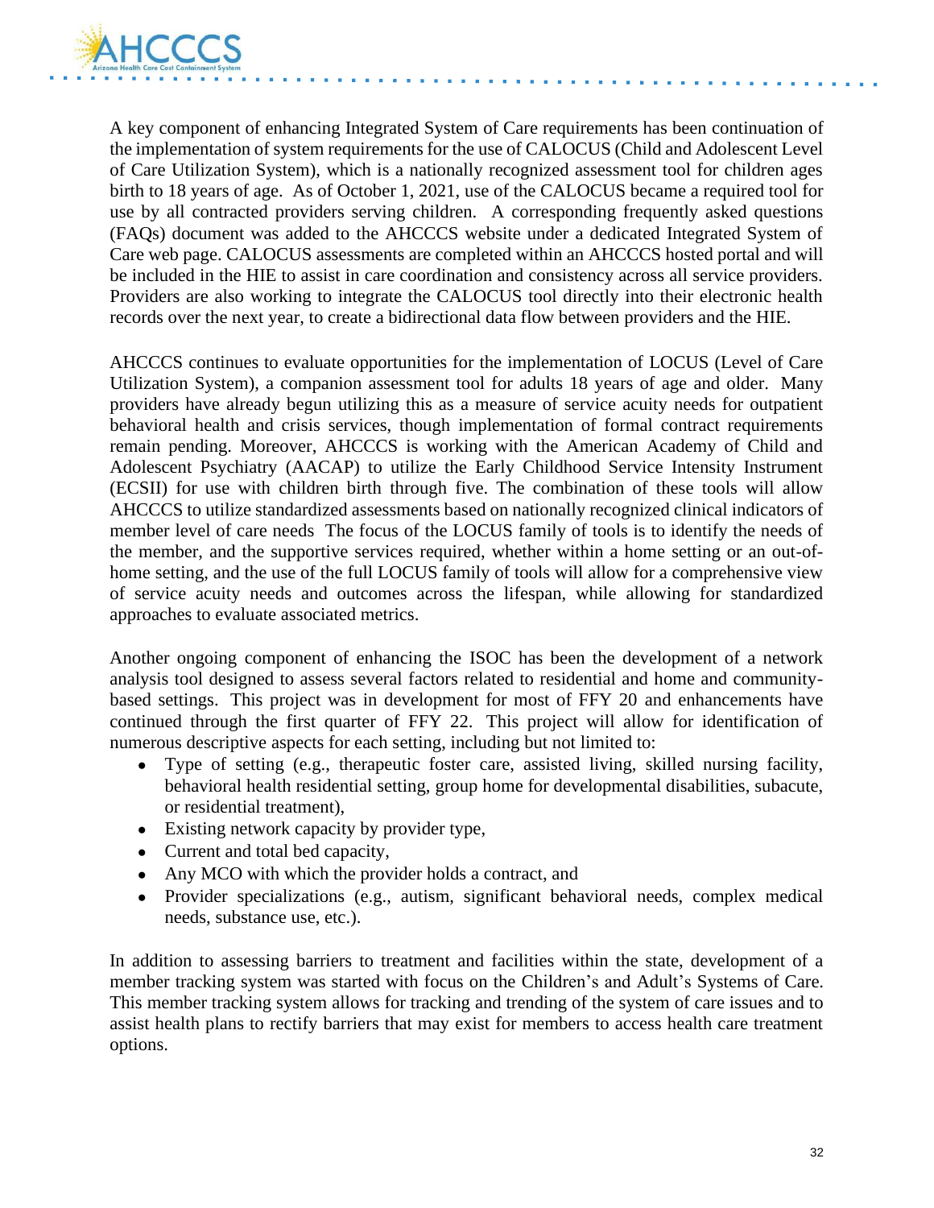A key component of enhancing Integrated System of Care requirements has been continuation of the implementation of system requirements for the use of CALOCUS (Child and Adolescent Level of Care Utilization System), which is a nationally recognized assessment tool for children ages birth to 18 years of age. As of October 1, 2021, use of the CALOCUS became a required tool for use by all contracted providers serving children. A corresponding frequently asked questions (FAQs) document was added to the AHCCCS website under a dedicated Integrated System of Care web page. CALOCUS assessments are completed within an AHCCCS hosted portal and will be included in the HIE to assist in care coordination and consistency across all service providers. Providers are also working to integrate the CALOCUS tool directly into their electronic health records over the next year, to create a bidirectional data flow between providers and the HIE.

AHCCCS continues to evaluate opportunities for the implementation of LOCUS (Level of Care Utilization System), a companion assessment tool for adults 18 years of age and older. Many providers have already begun utilizing this as a measure of service acuity needs for outpatient behavioral health and crisis services, though implementation of formal contract requirements remain pending. Moreover, AHCCCS is working with the American Academy of Child and Adolescent Psychiatry (AACAP) to utilize the Early Childhood Service Intensity Instrument (ECSII) for use with children birth through five. The combination of these tools will allow AHCCCS to utilize standardized assessments based on nationally recognized clinical indicators of member level of care needs The focus of the LOCUS family of tools is to identify the needs of the member, and the supportive services required, whether within a home setting or an out-of-home setting, and the use of the full LOCUS family of tools will allow for a comprehensive view of service acuity needs and outcomes across the lifespan, while allowing for standardized approaches to evaluate associated metrics.

Another ongoing component of enhancing the ISOC has been the development of a network analysis tool designed to assess several factors related to residential and home and community-based settings. This project was in development for most of FFY 20 and enhancements have continued through the first quarter of FFY 22. This project will allow for identification of numerous descriptive aspects for each setting, including but not limited to:

- Type of setting (e.g., therapeutic foster care, assisted living, skilled nursing facility, behavioral health residential setting, group home for developmental disabilities, subacute, or residential treatment),
- Existing network capacity by provider type,
- Current and total bed capacity,
- Any MCO with which the provider holds a contract, and
- Provider specializations (e.g., autism, significant behavioral needs, complex medical needs, substance use, etc.).

In addition to assessing barriers to treatment and facilities within the state, development of a member tracking system was started with focus on the Children's and Adult's Systems of Care. This member tracking system allows for tracking and trending of the system of care issues and to assist health plans to rectify barriers that may exist for members to access health care treatment options.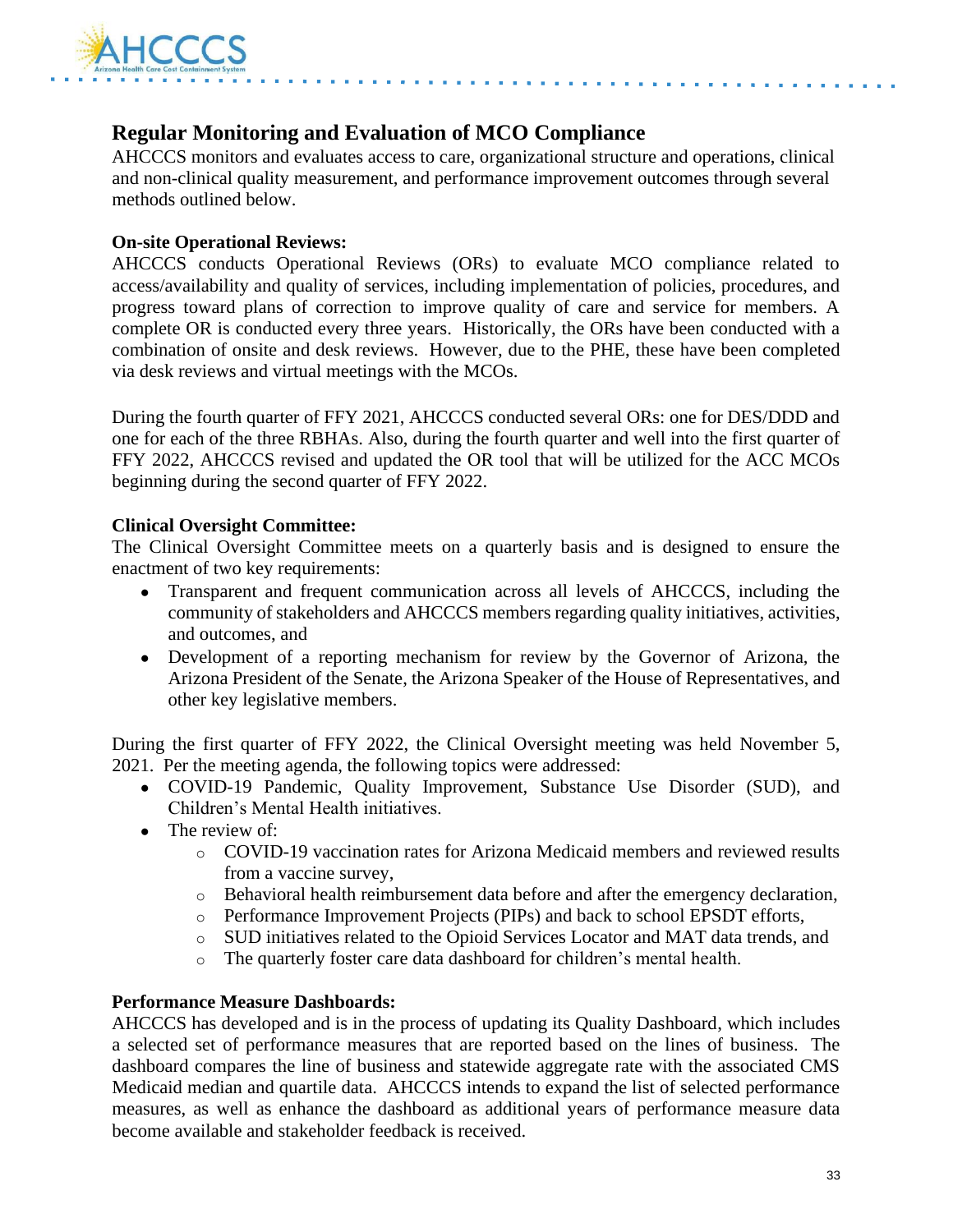## Regular Monitoring and Evaluation of MCO Compliance

AHCCCS monitors and evaluates access to care, organizational structure and operations, clinical and non-clinical quality measurement, and performance improvement outcomes through several methods outlined below.

**On-site Operational Reviews:**

AHCCCS conducts Operational Reviews (ORs) to evaluate MCO compliance related to access/availability and quality of services, including implementation of policies, procedures, and progress toward plans of correction to improve quality of care and service for members. A complete OR is conducted every three years. Historically, the ORs have been conducted with a combination of onsite and desk reviews. However, due to the PHE, these have been completed via desk reviews and virtual meetings with the MCOs.

During the fourth quarter of FFY 2021, AHCCCS conducted several ORs: one for DES/DDD and one for each of the three RBHAs. Also, during the fourth quarter and well into the first quarter of FFY 2022, AHCCCS revised and updated the OR tool that will be utilized for the ACC MCOs beginning during the second quarter of FFY 2022.

**Clinical Oversight Committee:**

The Clinical Oversight Committee meets on a quarterly basis and is designed to ensure the enactment of two key requirements:

- Transparent and frequent communication across all levels of AHCCCS, including the community of stakeholders and AHCCCS members regarding quality initiatives, activities, and outcomes, and
- Development of a reporting mechanism for review by the Governor of Arizona, the Arizona President of the Senate, the Arizona Speaker of the House of Representatives, and other key legislative members.

During the first quarter of FFY 2022, the Clinical Oversight meeting was held November 5, 2021. Per the meeting agenda, the following topics were addressed:

- COVID-19 Pandemic, Quality Improvement, Substance Use Disorder (SUD), and Children's Mental Health initiatives.
- The review of:
  - COVID-19 vaccination rates for Arizona Medicaid members and reviewed results from a vaccine survey,
  - Behavioral health reimbursement data before and after the emergency declaration,
  - Performance Improvement Projects (PIPs) and back to school EPSDT efforts,
  - SUD initiatives related to the Opioid Services Locator and MAT data trends, and
  - The quarterly foster care data dashboard for children's mental health.

**Performance Measure Dashboards:**

AHCCCS has developed and is in the process of updating its Quality Dashboard, which includes a selected set of performance measures that are reported based on the lines of business. The dashboard compares the line of business and statewide aggregate rate with the associated CMS Medicaid median and quartile data. AHCCCS intends to expand the list of selected performance measures, as well as enhance the dashboard as additional years of performance measure data become available and stakeholder feedback is received.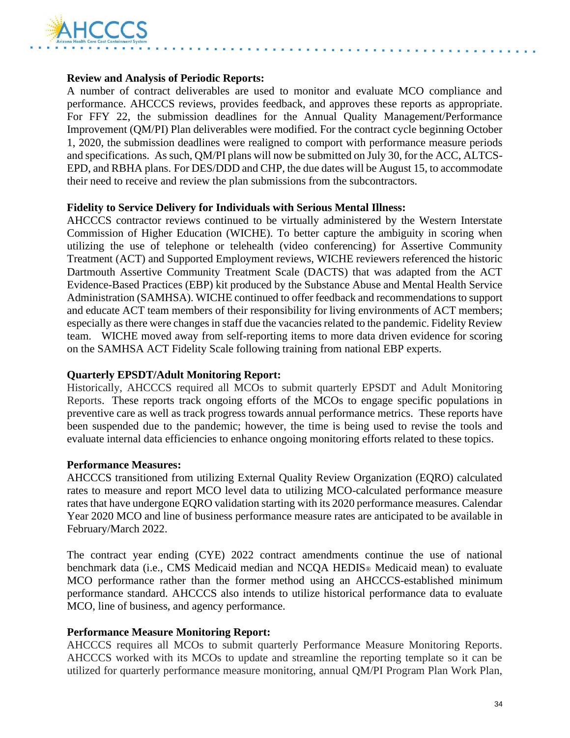**Review and Analysis of Periodic Reports:**

A number of contract deliverables are used to monitor and evaluate MCO compliance and performance. AHCCCS reviews, provides feedback, and approves these reports as appropriate. For FFY 22, the submission deadlines for the Annual Quality Management/Performance Improvement (QM/PI) Plan deliverables were modified. For the contract cycle beginning October 1, 2020, the submission deadlines were realigned to comport with performance measure periods and specifications. As such, QM/PI plans will now be submitted on July 30, for the ACC, ALTCS-EPD, and RBHA plans. For DES/DDD and CHP, the due dates will be August 15, to accommodate their need to receive and review the plan submissions from the subcontractors.

**Fidelity to Service Delivery for Individuals with Serious Mental Illness:**

AHCCCS contractor reviews continued to be virtually administered by the Western Interstate Commission of Higher Education (WICHE). To better capture the ambiguity in scoring when utilizing the use of telephone or telehealth (video conferencing) for Assertive Community Treatment (ACT) and Supported Employment reviews, WICHE reviewers referenced the historic Dartmouth Assertive Community Treatment Scale (DACTS) that was adapted from the ACT Evidence-Based Practices (EBP) kit produced by the Substance Abuse and Mental Health Service Administration (SAMHSA). WICHE continued to offer feedback and recommendations to support and educate ACT team members of their responsibility for living environments of ACT members; especially as there were changes in staff due the vacancies related to the pandemic. Fidelity Review team. WICHE moved away from self-reporting items to more data driven evidence for scoring on the SAMHSA ACT Fidelity Scale following training from national EBP experts.

**Quarterly EPSDT/Adult Monitoring Report:**

Historically, AHCCCS required all MCOs to submit quarterly EPSDT and Adult Monitoring Reports. These reports track ongoing efforts of the MCOs to engage specific populations in preventive care as well as track progress towards annual performance metrics. These reports have been suspended due to the pandemic; however, the time is being used to revise the tools and evaluate internal data efficiencies to enhance ongoing monitoring efforts related to these topics.

**Performance Measures:**

AHCCCS transitioned from utilizing External Quality Review Organization (EQRO) calculated rates to measure and report MCO level data to utilizing MCO-calculated performance measure rates that have undergone EQRO validation starting with its 2020 performance measures. Calendar Year 2020 MCO and line of business performance measure rates are anticipated to be available in February/March 2022.

The contract year ending (CYE) 2022 contract amendments continue the use of national benchmark data (i.e., CMS Medicaid median and NCQA HEDIS® Medicaid mean) to evaluate MCO performance rather than the former method using an AHCCCS-established minimum performance standard. AHCCCS also intends to utilize historical performance data to evaluate MCO, line of business, and agency performance.

**Performance Measure Monitoring Report:**

AHCCCS requires all MCOs to submit quarterly Performance Measure Monitoring Reports. AHCCCS worked with its MCOs to update and streamline the reporting template so it can be utilized for quarterly performance measure monitoring, annual QM/PI Program Plan Work Plan,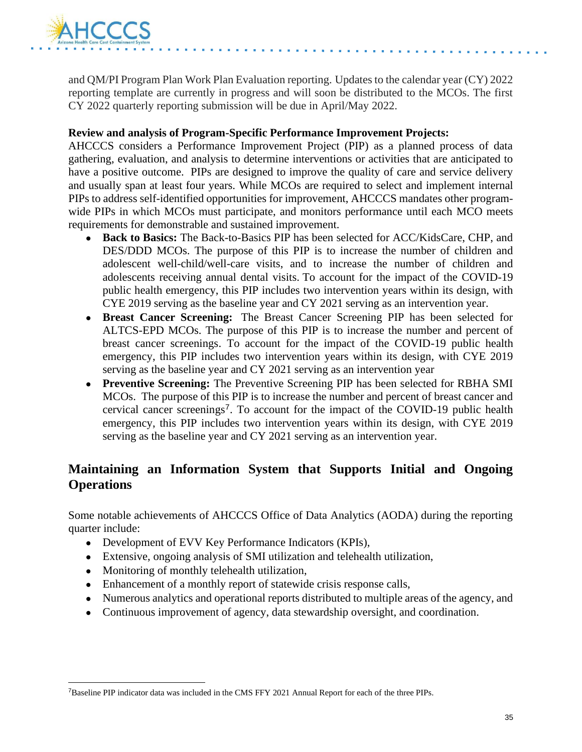and QM/PI Program Plan Work Plan Evaluation reporting. Updates to the calendar year (CY) 2022 reporting template are currently in progress and will soon be distributed to the MCOs. The first CY 2022 quarterly reporting submission will be due in April/May 2022.

**Review and analysis of Program-Specific Performance Improvement Projects:**
AHCCCS considers a Performance Improvement Project (PIP) as a planned process of data gathering, evaluation, and analysis to determine interventions or activities that are anticipated to have a positive outcome. PIPs are designed to improve the quality of care and service delivery and usually span at least four years. While MCOs are required to select and implement internal PIPs to address self-identified opportunities for improvement, AHCCCS mandates other program-wide PIPs in which MCOs must participate, and monitors performance until each MCO meets requirements for demonstrable and sustained improvement.

- **Back to Basics:** The Back-to-Basics PIP has been selected for ACC/KidsCare, CHP, and DES/DDD MCOs. The purpose of this PIP is to increase the number of children and adolescent well-child/well-care visits, and to increase the number of children and adolescents receiving annual dental visits. To account for the impact of the COVID-19 public health emergency, this PIP includes two intervention years within its design, with CYE 2019 serving as the baseline year and CY 2021 serving as an intervention year.
- **Breast Cancer Screening:** The Breast Cancer Screening PIP has been selected for ALTCS-EPD MCOs. The purpose of this PIP is to increase the number and percent of breast cancer screenings. To account for the impact of the COVID-19 public health emergency, this PIP includes two intervention years within its design, with CYE 2019 serving as the baseline year and CY 2021 serving as an intervention year
- **Preventive Screening:** The Preventive Screening PIP has been selected for RBHA SMI MCOs. The purpose of this PIP is to increase the number and percent of breast cancer and cervical cancer screenings[7]. To account for the impact of the COVID-19 public health emergency, this PIP includes two intervention years within its design, with CYE 2019 serving as the baseline year and CY 2021 serving as an intervention year.

## Maintaining an Information System that Supports Initial and Ongoing Operations

Some notable achievements of AHCCCS Office of Data Analytics (AODA) during the reporting quarter include:

- Development of EVV Key Performance Indicators (KPIs),
- Extensive, ongoing analysis of SMI utilization and telehealth utilization,
- Monitoring of monthly telehealth utilization,
- Enhancement of a monthly report of statewide crisis response calls,
- Numerous analytics and operational reports distributed to multiple areas of the agency, and
- Continuous improvement of agency, data stewardship oversight, and coordination.

[7]Baseline PIP indicator data was included in the CMS FFY 2021 Annual Report for each of the three PIPs.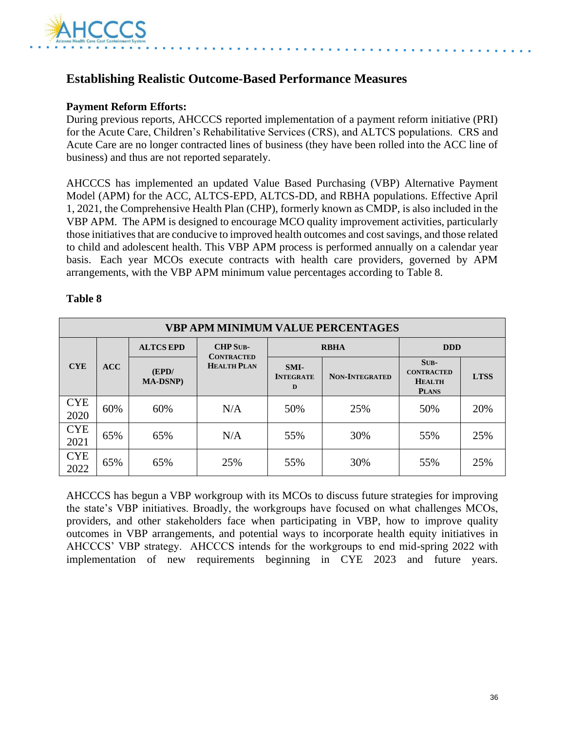## Establishing Realistic Outcome-Based Performance Measures

**Payment Reform Efforts:**

During previous reports, AHCCCS reported implementation of a payment reform initiative (PRI) for the Acute Care, Children's Rehabilitative Services (CRS), and ALTCS populations. CRS and Acute Care are no longer contracted lines of business (they have been rolled into the ACC line of business) and thus are not reported separately.

AHCCCS has implemented an updated Value Based Purchasing (VBP) Alternative Payment Model (APM) for the ACC, ALTCS-EPD, ALTCS-DD, and RBHA populations. Effective April 1, 2021, the Comprehensive Health Plan (CHP), formerly known as CMDP, is also included in the VBP APM. The APM is designed to encourage MCO quality improvement activities, particularly those initiatives that are conducive to improved health outcomes and cost savings, and those related to child and adolescent health. This VBP APM process is performed annually on a calendar year basis. Each year MCOs execute contracts with health care providers, governed by APM arrangements, with the VBP APM minimum value percentages according to Table 8.

**Table 8**

| VBP APM MINIMUM VALUE PERCENTAGES | | | | | | | |
|---|---|---|---|---|---|---|---|
| CYE | ACC | ALTCS EPD | CHP Sub-Contracted Health Plan | RBHA | | DDD | |
| | | (EPD/ MA-DSNP) | | SMI-Integrated | Non-Integrated | Sub-Contracted Health Plans | LTSS |
| CYE 2020 | 60% | 60% | N/A | 50% | 25% | 50% | 20% |
| CYE 2021 | 65% | 65% | N/A | 55% | 30% | 55% | 25% |
| CYE 2022 | 65% | 65% | 25% | 55% | 30% | 55% | 25% |

AHCCCS has begun a VBP workgroup with its MCOs to discuss future strategies for improving the state's VBP initiatives. Broadly, the workgroups have focused on what challenges MCOs, providers, and other stakeholders face when participating in VBP, how to improve quality outcomes in VBP arrangements, and potential ways to incorporate health equity initiatives in AHCCCS' VBP strategy. AHCCCS intends for the workgroups to end mid-spring 2022 with implementation of new requirements beginning in CYE 2023 and future years.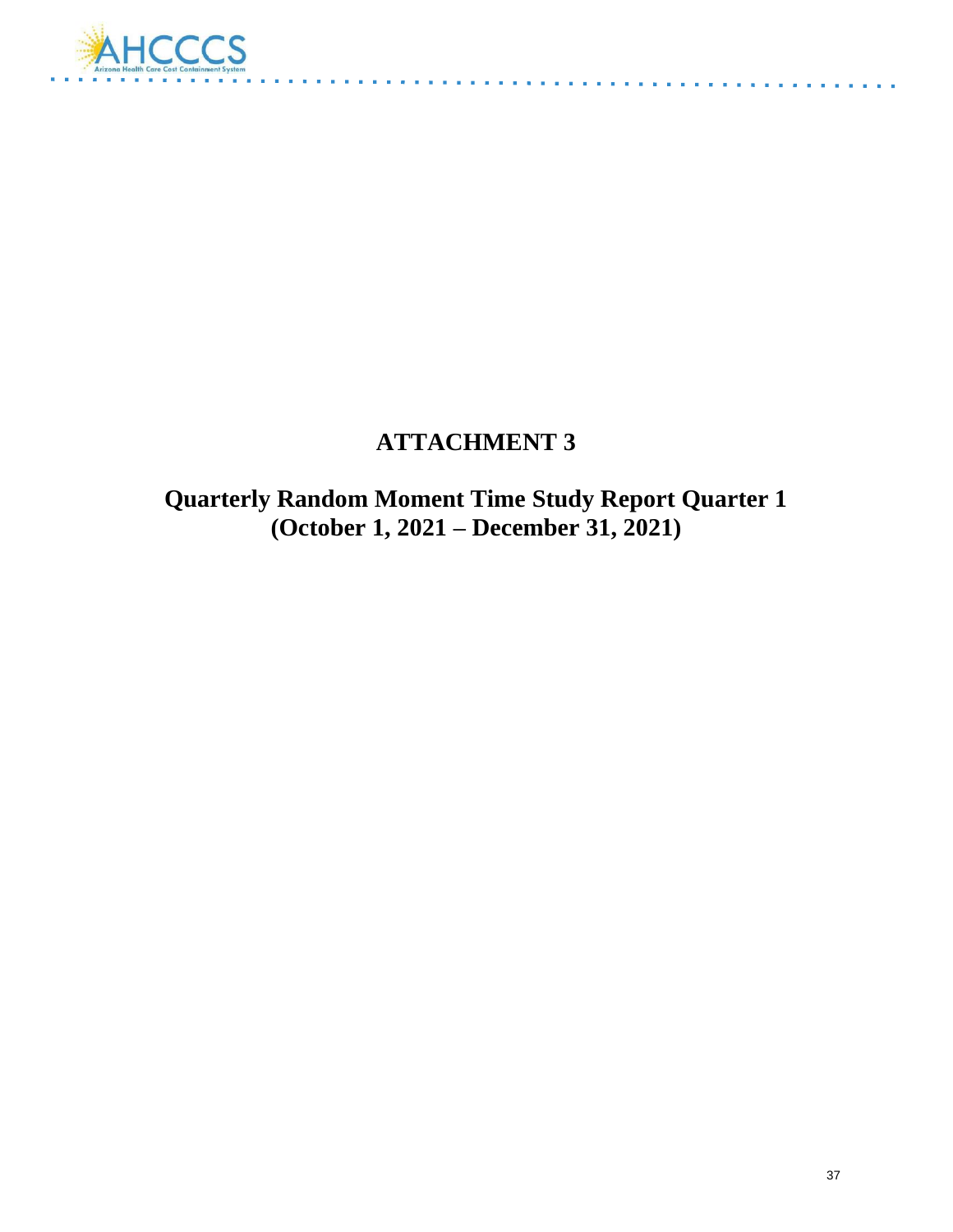# ATTACHMENT 3

## Quarterly Random Moment Time Study Report Quarter 1 (October 1, 2021 – December 31, 2021)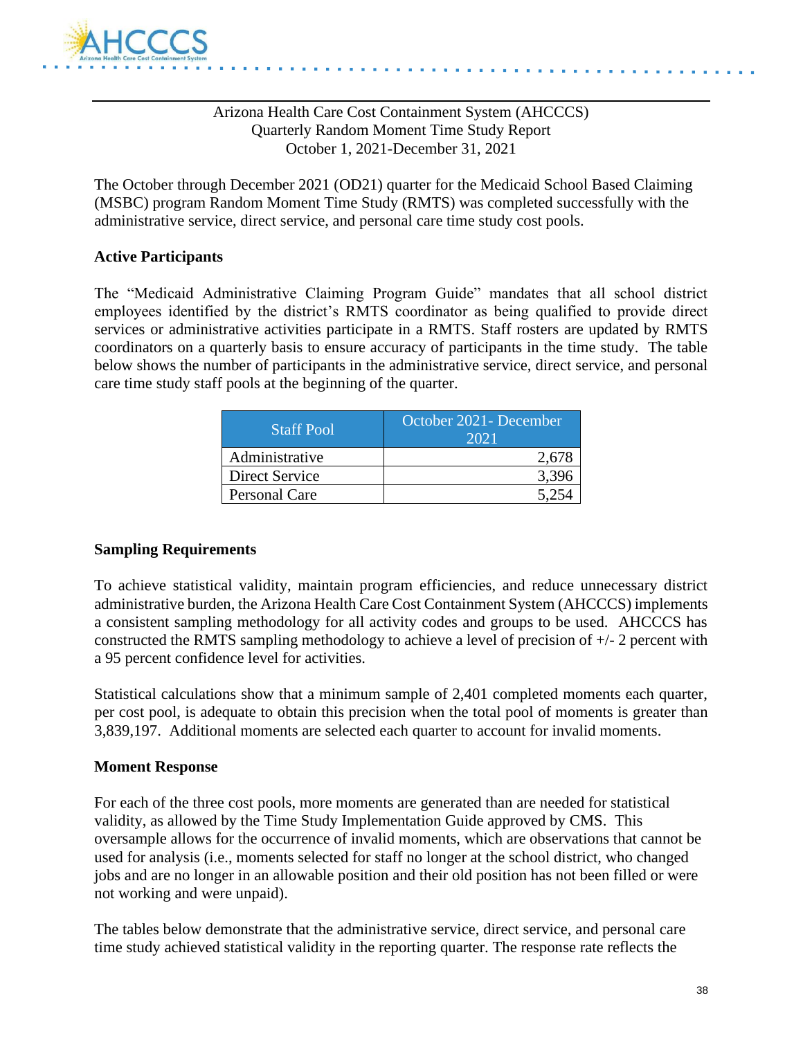Arizona Health Care Cost Containment System (AHCCCS)
Quarterly Random Moment Time Study Report
October 1, 2021-December 31, 2021

The October through December 2021 (OD21) quarter for the Medicaid School Based Claiming (MSBC) program Random Moment Time Study (RMTS) was completed successfully with the administrative service, direct service, and personal care time study cost pools.

### Active Participants

The "Medicaid Administrative Claiming Program Guide" mandates that all school district employees identified by the district's RMTS coordinator as being qualified to provide direct services or administrative activities participate in a RMTS. Staff rosters are updated by RMTS coordinators on a quarterly basis to ensure accuracy of participants in the time study. The table below shows the number of participants in the administrative service, direct service, and personal care time study staff pools at the beginning of the quarter.

| Staff Pool | October 2021- December 2021 |
|---|---:|
| Administrative | 2,678 |
| Direct Service | 3,396 |
| Personal Care | 5,254 |

### Sampling Requirements

To achieve statistical validity, maintain program efficiencies, and reduce unnecessary district administrative burden, the Arizona Health Care Cost Containment System (AHCCCS) implements a consistent sampling methodology for all activity codes and groups to be used. AHCCCS has constructed the RMTS sampling methodology to achieve a level of precision of +/- 2 percent with a 95 percent confidence level for activities.

Statistical calculations show that a minimum sample of 2,401 completed moments each quarter, per cost pool, is adequate to obtain this precision when the total pool of moments is greater than 3,839,197. Additional moments are selected each quarter to account for invalid moments.

### Moment Response

For each of the three cost pools, more moments are generated than are needed for statistical validity, as allowed by the Time Study Implementation Guide approved by CMS. This oversample allows for the occurrence of invalid moments, which are observations that cannot be used for analysis (i.e., moments selected for staff no longer at the school district, who changed jobs and are no longer in an allowable position and their old position has not been filled or were not working and were unpaid).

The tables below demonstrate that the administrative service, direct service, and personal care time study achieved statistical validity in the reporting quarter. The response rate reflects the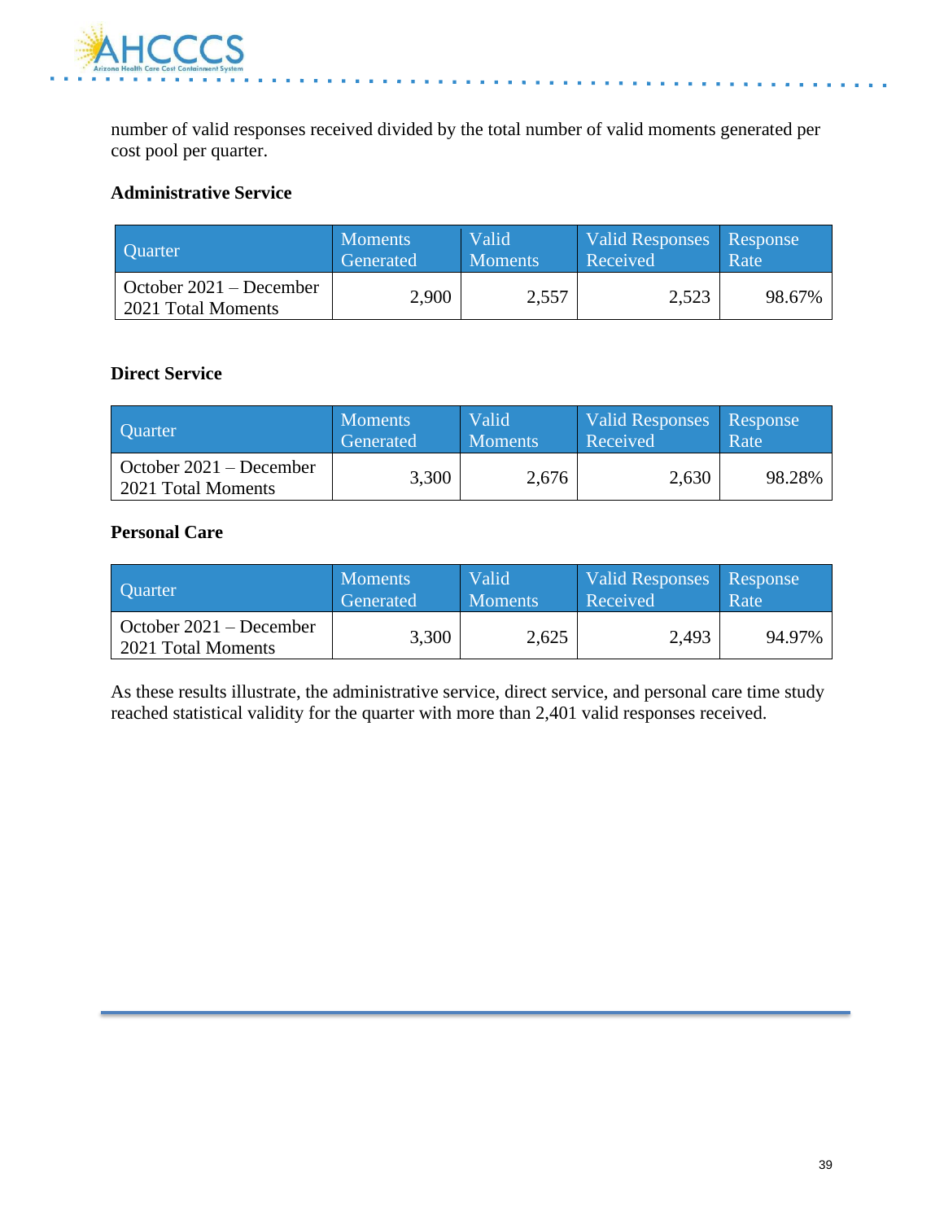number of valid responses received divided by the total number of valid moments generated per cost pool per quarter.

**Administrative Service**

| Quarter | Moments Generated | Valid Moments | Valid Responses Received | Response Rate |
|---|---|---|---|---|
| October 2021 – December 2021 Total Moments | 2,900 | 2,557 | 2,523 | 98.67% |

**Direct Service**

| Quarter | Moments Generated | Valid Moments | Valid Responses Received | Response Rate |
|---|---|---|---|---|
| October 2021 – December 2021 Total Moments | 3,300 | 2,676 | 2,630 | 98.28% |

**Personal Care**

| Quarter | Moments Generated | Valid Moments | Valid Responses Received | Response Rate |
|---|---|---|---|---|
| October 2021 – December 2021 Total Moments | 3,300 | 2,625 | 2,493 | 94.97% |

As these results illustrate, the administrative service, direct service, and personal care time study reached statistical validity for the quarter with more than 2,401 valid responses received.